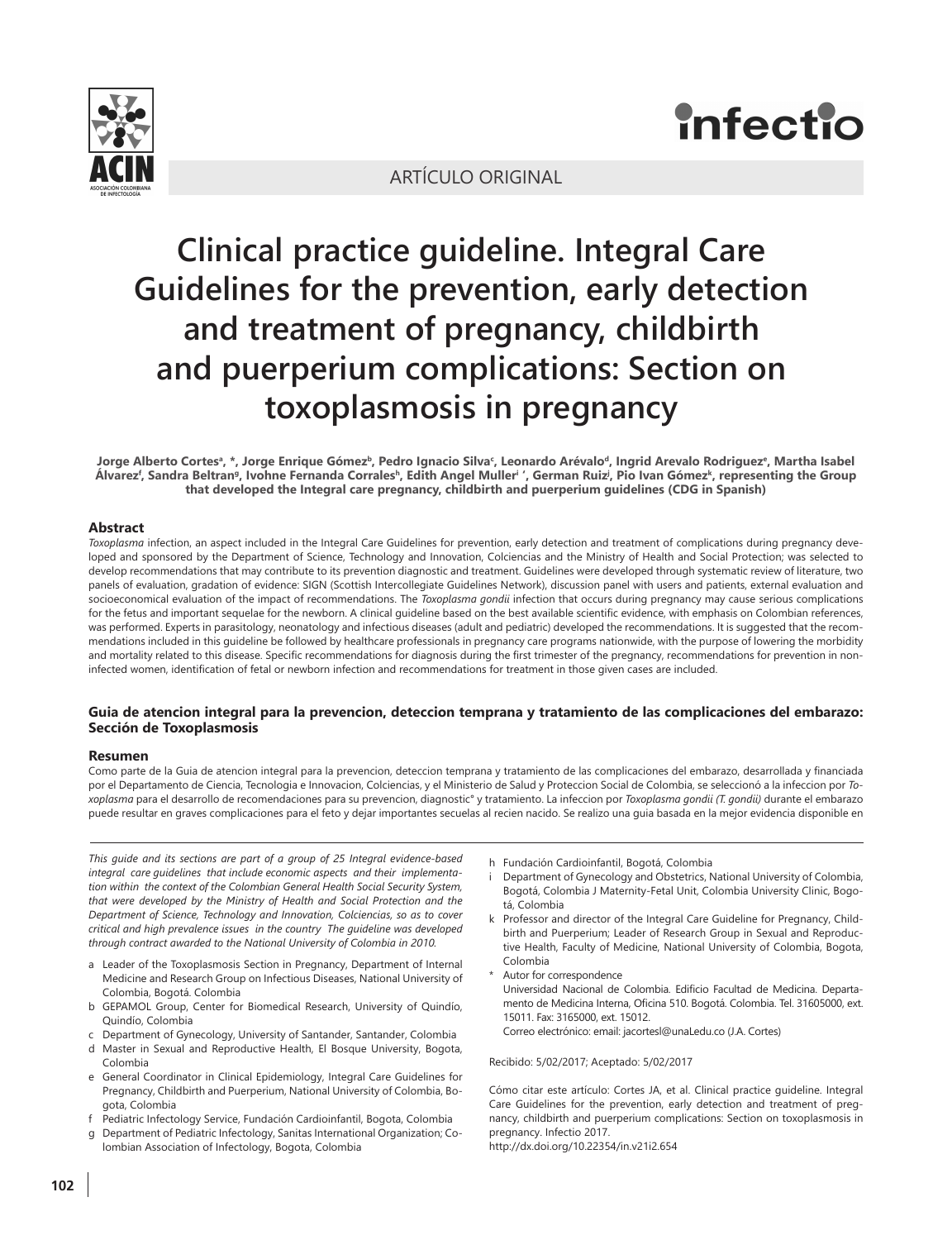ARTÍCULO ORIGINAL

# Clinical practice guideline. Integral Care Guidelines for the prevention, early detection and treatment of pregnancy, childbirth and puerperium complications: Section on toxoplasmosis in pregnancy

**Jorge Alberto Cortes[a, *], Jorge Enrique Gómez[b], Pedro Ignacio Silva[c], Leonardo Arévalo[d], Ingrid Arevalo Rodriguez[e], Martha Isabel Álvarez[f], Sandra Beltran[g], Ivohne Fernanda Corrales[h], Edith Angel Muller[i '], German Ruiz[j], Pio Ivan Gómez[k], representing the Group that developed the Integral care pregnancy, childbirth and puerperium guidelines (CDG in Spanish)**

## Abstract

*Toxoplasma* infection, an aspect included in the Integral Care Guidelines for prevention, early detection and treatment of complications during pregnancy developed and sponsored by the Department of Science, Technology and Innovation, Colciencias and the Ministry of Health and Social Protection; was selected to develop recommendations that may contribute to its prevention diagnostic and treatment. Guidelines were developed through systematic review of literature, two panels of evaluation, gradation of evidence: SIGN (Scottish Intercollegiate Guidelines Network), discussion panel with users and patients, external evaluation and socioeconomical evaluation of the impact of recommendations. The *Toxoplasma gondii* infection that occurs during pregnancy may cause serious complications for the fetus and important sequelae for the newborn. A clinical guideline based on the best available scientific evidence, with emphasis on Colombian references, was performed. Experts in parasitology, neonatology and infectious diseases (adult and pediatric) developed the recommendations. It is suggested that the recommendations included in this guideline be followed by healthcare professionals in pregnancy care programs nationwide, with the purpose of lowering the morbidity and mortality related to this disease. Specific recommendations for diagnosis during the first trimester of the pregnancy, recommendations for prevention in non-infected women, identification of fetal or newborn infection and recommendations for treatment in those given cases are included.

### Guia de atencion integral para la prevencion, deteccion temprana y tratamiento de las complicaciones del embarazo: Sección de Toxoplasmosis

## Resumen

Como parte de la Guia de atencion integral para la prevencion, deteccion temprana y tratamiento de las complicaciones del embarazo, desarrollada y financiada por el Departamento de Ciencia, Tecnologia e Innovacion, Colciencias, y el Ministerio de Salud y Proteccion Social de Colombia, se seleccionó a la infeccion por *Toxoplasma* para el desarrollo de recomendaciones para su prevencion, diagnostic° y tratamiento. La infeccion por *Toxoplasma gondii (T. gondii)* durante el embarazo puede resultar en graves complicaciones para el feto y dejar importantes secuelas al recien nacido. Se realizo una guia basada en la mejor evidencia disponible en

*This guide and its sections are part of a group of 25 Integral evidence-based integral care guidelines that include economic aspects and their implementation within the context of the Colombian General Health Social Security System, that were developed by the Ministry of Health and Social Protection and the Department of Science, Technology and Innovation, Colciencias, so as to cover critical and high prevalence issues in the country The guideline was developed through contract awarded to the National University of Colombia in 2010.*

- a Leader of the Toxoplasmosis Section in Pregnancy, Department of Internal Medicine and Research Group on Infectious Diseases, National University of Colombia, Bogotá. Colombia
- b GEPAMOL Group, Center for Biomedical Research, University of Quindío, Quindío, Colombia
- c Department of Gynecology, University of Santander, Santander, Colombia
- d Master in Sexual and Reproductive Health, El Bosque University, Bogota, Colombia
- e General Coordinator in Clinical Epidemiology, Integral Care Guidelines for Pregnancy, Childbirth and Puerperium, National University of Colombia, Bogota, Colombia
- f Pediatric Infectology Service, Fundación Cardioinfantil, Bogota, Colombia
- g Department of Pediatric Infectology, Sanitas International Organization; Colombian Association of Infectology, Bogota, Colombia
- h Fundación Cardioinfantil, Bogotá, Colombia
- i Department of Gynecology and Obstetrics, National University of Colombia, Bogotá, Colombia J Maternity-Fetal Unit, Colombia University Clinic, Bogotá, Colombia
- k Professor and director of the Integral Care Guideline for Pregnancy, Childbirth and Puerperium; Leader of Research Group in Sexual and Reproductive Health, Faculty of Medicine, National University of Colombia, Bogota, Colombia
- \* Autor for correspondence
  Universidad Nacional de Colombia. Edificio Facultad de Medicina. Departamento de Medicina Interna, Oficina 510. Bogotá. Colombia. Tel. 31605000, ext. 15011. Fax: 3165000, ext. 15012.
  Correo electrónico: email: jacortesl@unaLedu.co (J.A. Cortes)

Recibido: 5/02/2017; Aceptado: 5/02/2017

Cómo citar este artículo: Cortes JA, et al. Clinical practice guideline. Integral Care Guidelines for the prevention, early detection and treatment of pregnancy, childbirth and puerperium complications: Section on toxoplasmosis in pregnancy. Infectio 2017.
http://dx.doi.org/10.22354/in.v21i2.654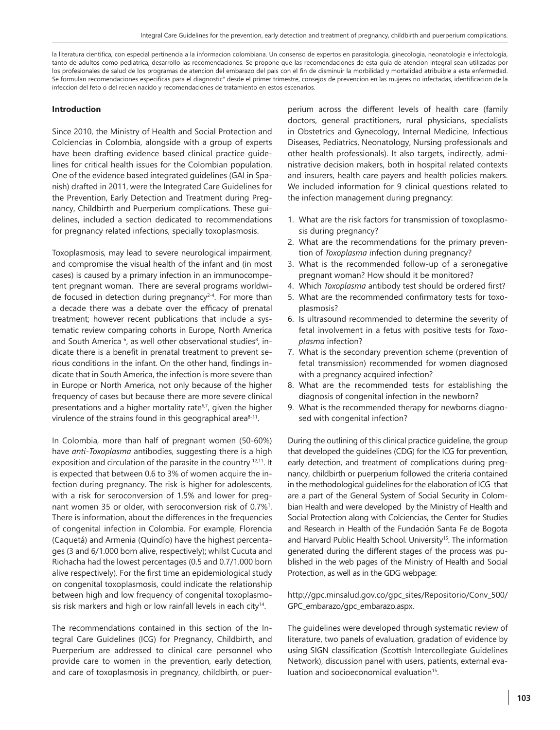la literatura cientifica, con especial pertinencia a la informacion colombiana. Un consenso de expertos en parasitologia, ginecologia, neonatologia e infectologia, tanto de adultos como pediatrica, desarrollo las recomendaciones. Se propone que las recomendaciones de esta guia de atencion integral sean utilizadas por los profesionales de salud de los programas de atencion del embarazo del pais con el fin de disminuir la morbilidad y mortalidad atribuible a esta enfermedad. Se formulan recomendaciones especificas para el diagnostic° desde el primer trimestre, consejos de prevencion en las mujeres no infectadas, identificacion de la infeccion del feto o del recien nacido y recomendaciones de tratamiento en estos escenarios.

## Introduction

Since 2010, the Ministry of Health and Social Protection and Colciencias in Colombia, alongside with a group of experts have been drafting evidence based clinical practice guidelines for critical health issues for the Colombian population. One of the evidence based integrated guidelines (GAI in Spanish) drafted in 2011, were the Integrated Care Guidelines for the Prevention, Early Detection and Treatment during Pregnancy, Childbirth and Puerperium complications. These guidelines, included a section dedicated to recommendations for pregnancy related infections, specially toxoplasmosis.

Toxoplasmosis, may lead to severe neurological impairment, and compromise the visual health of the infant and (in most cases) is caused by a primary infection in an immunocompetent pregnant woman. There are several programs worldwide focused in detection during pregnancy[2-4]. For more than a decade there was a debate over the efficacy of prenatal treatment; however recent publications that include a systematic review comparing cohorts in Europe, North America and South America [6], as well other observational studies[8], indicate there is a benefit in prenatal treatment to prevent serious conditions in the infant. On the other hand, findings indicate that in South America, the infection is more severe than in Europe or North America, not only because of the higher frequency of cases but because there are more severe clinical presentations and a higher mortality rate[6,7], given the higher virulence of the strains found in this geographical area[8-11].

In Colombia, more than half of pregnant women (50-60%) have *anti-Toxoplasma* antibodies, suggesting there is a high exposition and circulation of the parasite in the country [12,11]. It is expected that between 0.6 to 3% of women acquire the infection during pregnancy. The risk is higher for adolescents, with a risk for seroconversion of 1.5% and lower for pregnant women 35 or older, with seroconversion risk of 0.7%[1]. There is information, about the differences in the frequencies of congenital infection in Colombia. For example, Florencia (Caquetá) and Armenia (Quindío) have the highest percentages (3 and 6/1.000 born alive, respectively); whilst Cucuta and Riohacha had the lowest percentages (0.5 and 0.7/1.000 born alive respectively). For the first time an epidemiological study on congenital toxoplasmosis, could indicate the relationship between high and low frequency of congenital toxoplasmosis risk markers and high or low rainfall levels in each city[14].

The recommendations contained in this section of the Integral Care Guidelines (ICG) for Pregnancy, Childbirth, and Puerperium are addressed to clinical care personnel who provide care to women in the prevention, early detection, and care of toxoplasmosis in pregnancy, childbirth, or puerperium across the different levels of health care (family doctors, general practitioners, rural physicians, specialists in Obstetrics and Gynecology, Internal Medicine, Infectious Diseases, Pediatrics, Neonatology, Nursing professionals and other health professionals). It also targets, indirectly, administrative decision makers, both in hospital related contexts and insurers, health care payers and health policies makers. We included information for 9 clinical questions related to the infection management during pregnancy:

1. What are the risk factors for transmission of toxoplasmosis during pregnancy?
2. What are the recommendations for the primary prevention of *Toxoplasma i*nfection during pregnancy?
3. What is the recommended follow-up of a seronegative pregnant woman? How should it be monitored?
4. Which *Toxoplasma* antibody test should be ordered first?
5. What are the recommended confirmatory tests for toxoplasmosis?
6. Is ultrasound recommended to determine the severity of fetal involvement in a fetus with positive tests for *Toxoplasma* infection?
7. What is the secondary prevention scheme (prevention of fetal transmission) recommended for women diagnosed with a pregnancy acquired infection?
8. What are the recommended tests for establishing the diagnosis of congenital infection in the newborn?
9. What is the recommended therapy for newborns diagnosed with congenital infection?

During the outlining of this clinical practice guideline, the group that developed the guidelines (CDG) for the ICG for prevention, early detection, and treatment of complications during pregnancy, childbirth or puerperium followed the criteria contained in the methodological guidelines for the elaboration of ICG that are a part of the General System of Social Security in Colombian Health and were developed by the Ministry of Health and Social Protection along with Colciencias, the Center for Studies and Research in Health of the Fundación Santa Fe de Bogota and Harvard Public Health School. University[15]. The information generated during the different stages of the process was published in the web pages of the Ministry of Health and Social Protection, as well as in the GDG webpage:

http://gpc.minsalud.gov.co/gpc_sites/Repositorio/Conv_500/GPC_embarazo/gpc_embarazo.aspx.

The guidelines were developed through systematic review of literature, two panels of evaluation, gradation of evidence by using SIGN classification (Scottish Intercollegiate Guidelines Network), discussion panel with users, patients, external evaluation and socioeconomical evaluation[15].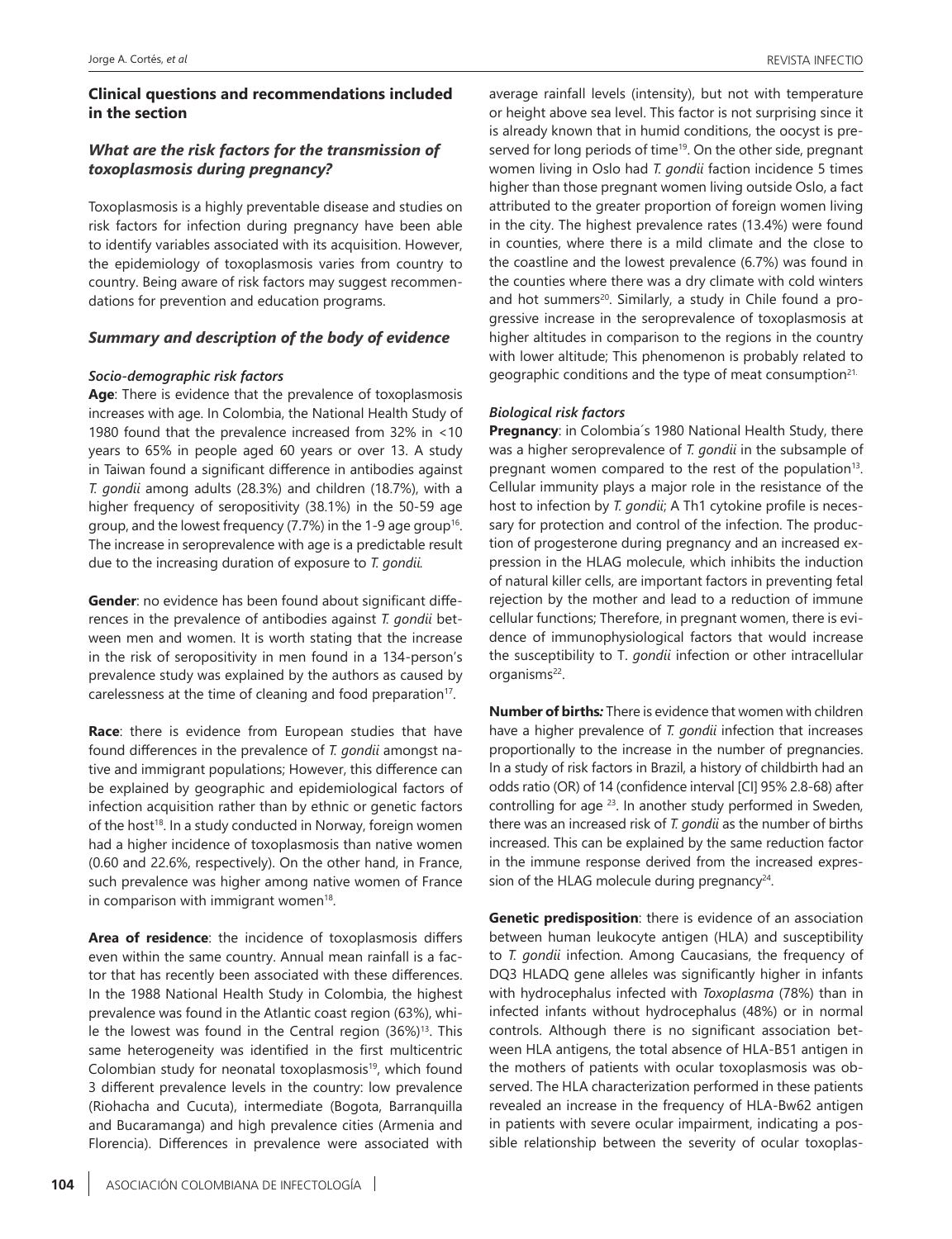### Clinical questions and recommendations included in the section

#### *What are the risk factors for the transmission of toxoplasmosis during pregnancy?*

Toxoplasmosis is a highly preventable disease and studies on risk factors for infection during pregnancy have been able to identify variables associated with its acquisition. However, the epidemiology of toxoplasmosis varies from country to country. Being aware of risk factors may suggest recommendations for prevention and education programs.

#### *Summary and description of the body of evidence*

##### *Socio-demographic risk factors*

**Age**: There is evidence that the prevalence of toxoplasmosis increases with age. In Colombia, the National Health Study of 1980 found that the prevalence increased from 32% in <10 years to 65% in people aged 60 years or over 13. A study in Taiwan found a significant difference in antibodies against *T. gondii* among adults (28.3%) and children (18.7%), with a higher frequency of seropositivity (38.1%) in the 50-59 age group, and the lowest frequency (7.7%) in the 1-9 age group[16]. The increase in seroprevalence with age is a predictable result due to the increasing duration of exposure to *T. gondii*.

**Gender**: no evidence has been found about significant differences in the prevalence of antibodies against *T. gondii* between men and women. It is worth stating that the increase in the risk of seropositivity in men found in a 134-person's prevalence study was explained by the authors as caused by carelessness at the time of cleaning and food preparation[17].

**Race**: there is evidence from European studies that have found differences in the prevalence of *T. gondii* amongst native and immigrant populations; However, this difference can be explained by geographic and epidemiological factors of infection acquisition rather than by ethnic or genetic factors of the host[18]. In a study conducted in Norway, foreign women had a higher incidence of toxoplasmosis than native women (0.60 and 22.6%, respectively). On the other hand, in France, such prevalence was higher among native women of France in comparison with immigrant women[18].

**Area of residence**: the incidence of toxoplasmosis differs even within the same country. Annual mean rainfall is a factor that has recently been associated with these differences. In the 1988 National Health Study in Colombia, the highest prevalence was found in the Atlantic coast region (63%), while the lowest was found in the Central region (36%)[13]. This same heterogeneity was identified in the first multicentric Colombian study for neonatal toxoplasmosis[19], which found 3 different prevalence levels in the country: low prevalence (Riohacha and Cucuta), intermediate (Bogota, Barranquilla and Bucaramanga) and high prevalence cities (Armenia and Florencia). Differences in prevalence were associated with average rainfall levels (intensity), but not with temperature or height above sea level. This factor is not surprising since it is already known that in humid conditions, the oocyst is preserved for long periods of time[19]. On the other side, pregnant women living in Oslo had *T. gondii* faction incidence 5 times higher than those pregnant women living outside Oslo, a fact attributed to the greater proportion of foreign women living in the city. The highest prevalence rates (13.4%) were found in counties, where there is a mild climate and the close to the coastline and the lowest prevalence (6.7%) was found in the counties where there was a dry climate with cold winters and hot summers[20]. Similarly, a study in Chile found a progressive increase in the seroprevalence of toxoplasmosis at higher altitudes in comparison to the regions in the country with lower altitude; This phenomenon is probably related to geographic conditions and the type of meat consumption[21].

##### *Biological risk factors*

**Pregnancy**: in Colombia´s 1980 National Health Study, there was a higher seroprevalence of *T. gondii* in the subsample of pregnant women compared to the rest of the population[13]. Cellular immunity plays a major role in the resistance of the host to infection by *T. gondii*; A Th1 cytokine profile is necessary for protection and control of the infection. The production of progesterone during pregnancy and an increased expression in the HLAG molecule, which inhibits the induction of natural killer cells, are important factors in preventing fetal rejection by the mother and lead to a reduction of immune cellular functions; Therefore, in pregnant women, there is evidence of immunophysiological factors that would increase the susceptibility to T. *gondii* infection or other intracellular organisms[22].

**Number of births***:* There is evidence that women with children have a higher prevalence of *T. gondii* infection that increases proportionally to the increase in the number of pregnancies. In a study of risk factors in Brazil, a history of childbirth had an odds ratio (OR) of 14 (confidence interval [CI] 95% 2.8-68) after controlling for age [23]. In another study performed in Sweden, there was an increased risk of *T. gondii* as the number of births increased. This can be explained by the same reduction factor in the immune response derived from the increased expression of the HLAG molecule during pregnancy[24].

**Genetic predisposition**: there is evidence of an association between human leukocyte antigen (HLA) and susceptibility to *T. gondii* infection. Among Caucasians, the frequency of DQ3 HLADQ gene alleles was significantly higher in infants with hydrocephalus infected with *Toxoplasma* (78%) than in infected infants without hydrocephalus (48%) or in normal controls. Although there is no significant association between HLA antigens, the total absence of HLA-B51 antigen in the mothers of patients with ocular toxoplasmosis was observed. The HLA characterization performed in these patients revealed an increase in the frequency of HLA-Bw62 antigen in patients with severe ocular impairment, indicating a possible relationship between the severity of ocular toxoplas-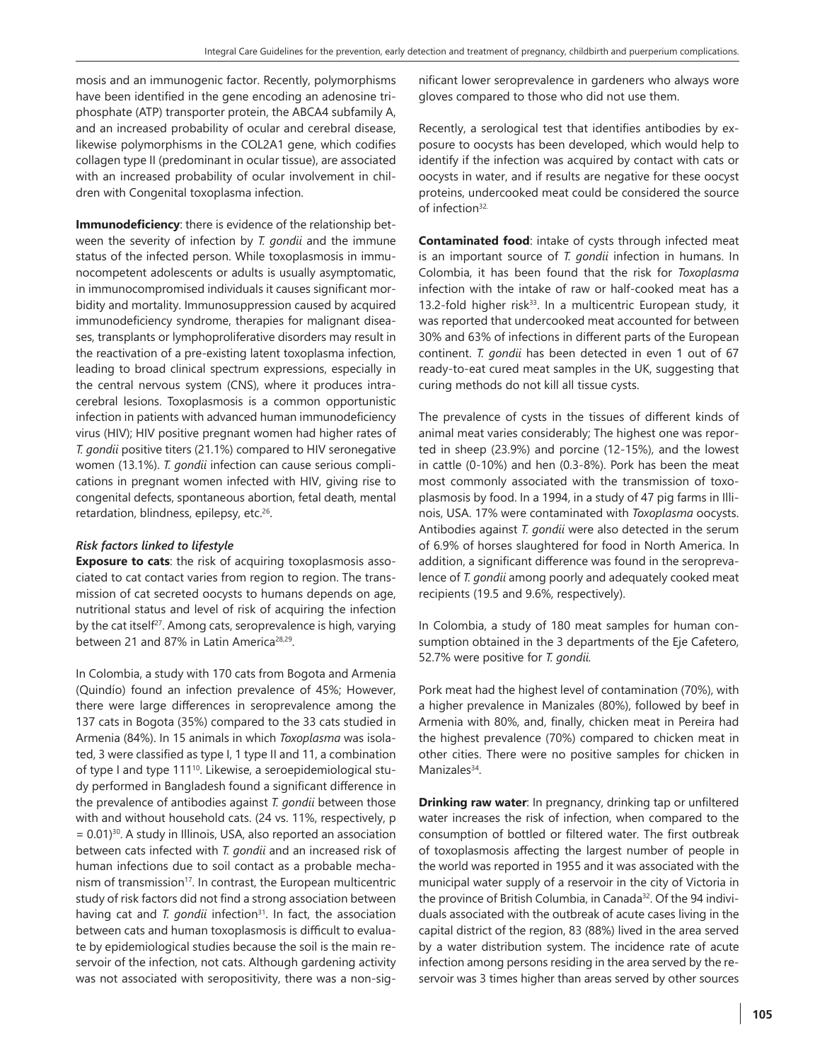mosis and an immunogenic factor. Recently, polymorphisms have been identified in the gene encoding an adenosine triphosphate (ATP) transporter protein, the ABCA4 subfamily A, and an increased probability of ocular and cerebral disease, likewise polymorphisms in the COL2A1 gene, which codifies collagen type II (predominant in ocular tissue), are associated with an increased probability of ocular involvement in children with Congenital toxoplasma infection.

**Immunodeficiency**: there is evidence of the relationship between the severity of infection by *T. gondii* and the immune status of the infected person. While toxoplasmosis in immunocompetent adolescents or adults is usually asymptomatic, in immunocompromised individuals it causes significant morbidity and mortality. Immunosuppression caused by acquired immunodeficiency syndrome, therapies for malignant diseases, transplants or lymphoproliferative disorders may result in the reactivation of a pre-existing latent toxoplasma infection, leading to broad clinical spectrum expressions, especially in the central nervous system (CNS), where it produces intracerebral lesions. Toxoplasmosis is a common opportunistic infection in patients with advanced human immunodeficiency virus (HIV); HIV positive pregnant women had higher rates of *T. gondii* positive titers (21.1%) compared to HIV seronegative women (13.1%). *T. gondii* infection can cause serious complications in pregnant women infected with HIV, giving rise to congenital defects, spontaneous abortion, fetal death, mental retardation, blindness, epilepsy, etc.[26].

***Risk factors linked to lifestyle***

**Exposure to cats**: the risk of acquiring toxoplasmosis associated to cat contact varies from region to region. The transmission of cat secreted oocysts to humans depends on age, nutritional status and level of risk of acquiring the infection by the cat itself[27]. Among cats, seroprevalence is high, varying between 21 and 87% in Latin America[28,29].

In Colombia, a study with 170 cats from Bogota and Armenia (Quindío) found an infection prevalence of 45%; However, there were large differences in seroprevalence among the 137 cats in Bogota (35%) compared to the 33 cats studied in Armenia (84%). In 15 animals in which *Toxoplasma* was isolated, 3 were classified as type I, 1 type II and 11, a combination of type I and type 111[10]. Likewise, a seroepidemiological study performed in Bangladesh found a significant difference in the prevalence of antibodies against *T. gondii* between those with and without household cats. (24 vs. 11%, respectively, $p = 0.01$)[30]. A study in Illinois, USA, also reported an association between cats infected with *T. gondii* and an increased risk of human infections due to soil contact as a probable mechanism of transmission[17]. In contrast, the European multicentric study of risk factors did not find a strong association between having cat and *T. gondii* infection[31]. In fact, the association between cats and human toxoplasmosis is difficult to evaluate by epidemiological studies because the soil is the main reservoir of the infection, not cats. Although gardening activity was not associated with seropositivity, there was a non-significant lower seroprevalence in gardeners who always wore gloves compared to those who did not use them.

Recently, a serological test that identifies antibodies by exposure to oocysts has been developed, which would help to identify if the infection was acquired by contact with cats or oocysts in water, and if results are negative for these oocyst proteins, undercooked meat could be considered the source of infection[32].

**Contaminated food**: intake of cysts through infected meat is an important source of *T. gondii* infection in humans. In Colombia, it has been found that the risk for *Toxoplasma* infection with the intake of raw or half-cooked meat has a 13.2-fold higher risk[33]. In a multicentric European study, it was reported that undercooked meat accounted for between 30% and 63% of infections in different parts of the European continent. *T. gondii* has been detected in even 1 out of 67 ready-to-eat cured meat samples in the UK, suggesting that curing methods do not kill all tissue cysts.

The prevalence of cysts in the tissues of different kinds of animal meat varies considerably; The highest one was reported in sheep (23.9%) and porcine (12-15%), and the lowest in cattle (0-10%) and hen (0.3-8%). Pork has been the meat most commonly associated with the transmission of toxoplasmosis by food. In a 1994, in a study of 47 pig farms in Illinois, USA. 17% were contaminated with *Toxoplasma* oocysts. Antibodies against *T. gondii* were also detected in the serum of 6.9% of horses slaughtered for food in North America. In addition, a significant difference was found in the seroprevalence of *T. gondii* among poorly and adequately cooked meat recipients (19.5 and 9.6%, respectively).

In Colombia, a study of 180 meat samples for human consumption obtained in the 3 departments of the Eje Cafetero, 52.7% were positive for *T. gondii*.

Pork meat had the highest level of contamination (70%), with a higher prevalence in Manizales (80%), followed by beef in Armenia with 80%, and, finally, chicken meat in Pereira had the highest prevalence (70%) compared to chicken meat in other cities. There were no positive samples for chicken in Manizales[34].

**Drinking raw water**: In pregnancy, drinking tap or unfiltered water increases the risk of infection, when compared to the consumption of bottled or filtered water. The first outbreak of toxoplasmosis affecting the largest number of people in the world was reported in 1955 and it was associated with the municipal water supply of a reservoir in the city of Victoria in the province of British Columbia, in Canada[32]. Of the 94 individuals associated with the outbreak of acute cases living in the capital district of the region, 83 (88%) lived in the area served by a water distribution system. The incidence rate of acute infection among persons residing in the area served by the reservoir was 3 times higher than areas served by other sources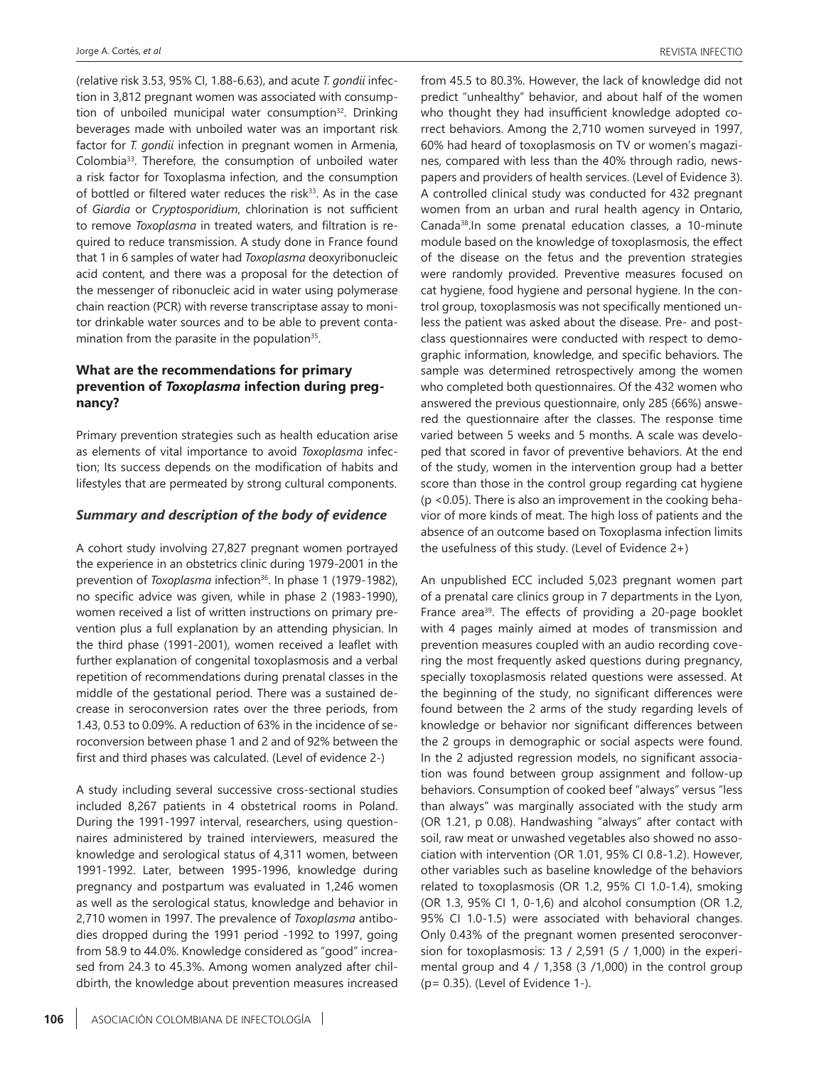(relative risk 3.53, 95% CI, 1.88-6.63), and acute *T. gondii* infection in 3,812 pregnant women was associated with consumption of unboiled municipal water consumption[32]. Drinking beverages made with unboiled water was an important risk factor for *T. gondii* infection in pregnant women in Armenia, Colombia[33]. Therefore, the consumption of unboiled water a risk factor for Toxoplasma infection, and the consumption of bottled or filtered water reduces the risk[33]. As in the case of *Giardia* or *Cryptosporidium*, chlorination is not sufficient to remove *Toxoplasma* in treated waters, and filtration is required to reduce transmission. A study done in France found that 1 in 6 samples of water had *Toxoplasma* deoxyribonucleic acid content, and there was a proposal for the detection of the messenger of ribonucleic acid in water using polymerase chain reaction (PCR) with reverse transcriptase assay to monitor drinkable water sources and to be able to prevent contamination from the parasite in the population[35].

### What are the recommendations for primary prevention of *Toxoplasma* infection during pregnancy?

Primary prevention strategies such as health education arise as elements of vital importance to avoid *Toxoplasma* infection; Its success depends on the modification of habits and lifestyles that are permeated by strong cultural components.

### *Summary and description of the body of evidence*

A cohort study involving 27,827 pregnant women portrayed the experience in an obstetrics clinic during 1979-2001 in the prevention of *Toxoplasma* infection[36]. In phase 1 (1979-1982), no specific advice was given, while in phase 2 (1983-1990), women received a list of written instructions on primary prevention plus a full explanation by an attending physician. In the third phase (1991-2001), women received a leaflet with further explanation of congenital toxoplasmosis and a verbal repetition of recommendations during prenatal classes in the middle of the gestational period. There was a sustained decrease in seroconversion rates over the three periods, from 1.43, 0.53 to 0.09%. A reduction of 63% in the incidence of seroconversion between phase 1 and 2 and of 92% between the first and third phases was calculated. (Level of evidence 2-)

A study including several successive cross-sectional studies included 8,267 patients in 4 obstetrical rooms in Poland. During the 1991-1997 interval, researchers, using questionnaires administered by trained interviewers, measured the knowledge and serological status of 4,311 women, between 1991-1992. Later, between 1995-1996, knowledge during pregnancy and postpartum was evaluated in 1,246 women as well as the serological status, knowledge and behavior in 2,710 women in 1997. The prevalence of *Toxoplasma* antibodies dropped during the 1991 period -1992 to 1997, going from 58.9 to 44.0%. Knowledge considered as "good" increased from 24.3 to 45.3%. Among women analyzed after childbirth, the knowledge about prevention measures increased from 45.5 to 80.3%. However, the lack of knowledge did not predict "unhealthy" behavior, and about half of the women who thought they had insufficient knowledge adopted correct behaviors. Among the 2,710 women surveyed in 1997, 60% had heard of toxoplasmosis on TV or women's magazines, compared with less than the 40% through radio, newspapers and providers of health services. (Level of Evidence 3).

A controlled clinical study was conducted for 432 pregnant women from an urban and rural health agency in Ontario, Canada[38].In some prenatal education classes, a 10-minute module based on the knowledge of toxoplasmosis, the effect of the disease on the fetus and the prevention strategies were randomly provided. Preventive measures focused on cat hygiene, food hygiene and personal hygiene. In the control group, toxoplasmosis was not specifically mentioned unless the patient was asked about the disease. Pre- and post-class questionnaires were conducted with respect to demographic information, knowledge, and specific behaviors. The sample was determined retrospectively among the women who completed both questionnaires. Of the 432 women who answered the previous questionnaire, only 285 (66%) answered the questionnaire after the classes. The response time varied between 5 weeks and 5 months. A scale was developed that scored in favor of preventive behaviors. At the end of the study, women in the intervention group had a better score than those in the control group regarding cat hygiene ($p < 0.05$). There is also an improvement in the cooking behavior of more kinds of meat. The high loss of patients and the absence of an outcome based on Toxoplasma infection limits the usefulness of this study. (Level of Evidence 2+)

An unpublished ECC included 5,023 pregnant women part of a prenatal care clinics group in 7 departments in the Lyon, France area[39]. The effects of providing a 20-page booklet with 4 pages mainly aimed at modes of transmission and prevention measures coupled with an audio recording covering the most frequently asked questions during pregnancy, specially toxoplasmosis related questions were assessed. At the beginning of the study, no significant differences were found between the 2 arms of the study regarding levels of knowledge or behavior nor significant differences between the 2 groups in demographic or social aspects were found. In the 2 adjusted regression models, no significant association was found between group assignment and follow-up behaviors. Consumption of cooked beef "always" versus "less than always" was marginally associated with the study arm (OR 1.21, p 0.08). Handwashing "always" after contact with soil, raw meat or unwashed vegetables also showed no association with intervention (OR 1.01, 95% CI 0.8-1.2). However, other variables such as baseline knowledge of the behaviors related to toxoplasmosis (OR 1.2, 95% CI 1.0-1.4), smoking (OR 1.3, 95% CI 1, 0-1,6) and alcohol consumption (OR 1.2, 95% CI 1.0-1.5) were associated with behavioral changes. Only 0.43% of the pregnant women presented seroconversion for toxoplasmosis: 13 / 2,591 (5 / 1,000) in the experimental group and 4 / 1,358 (3 /1,000) in the control group ($p = 0.35$). (Level of Evidence 1-).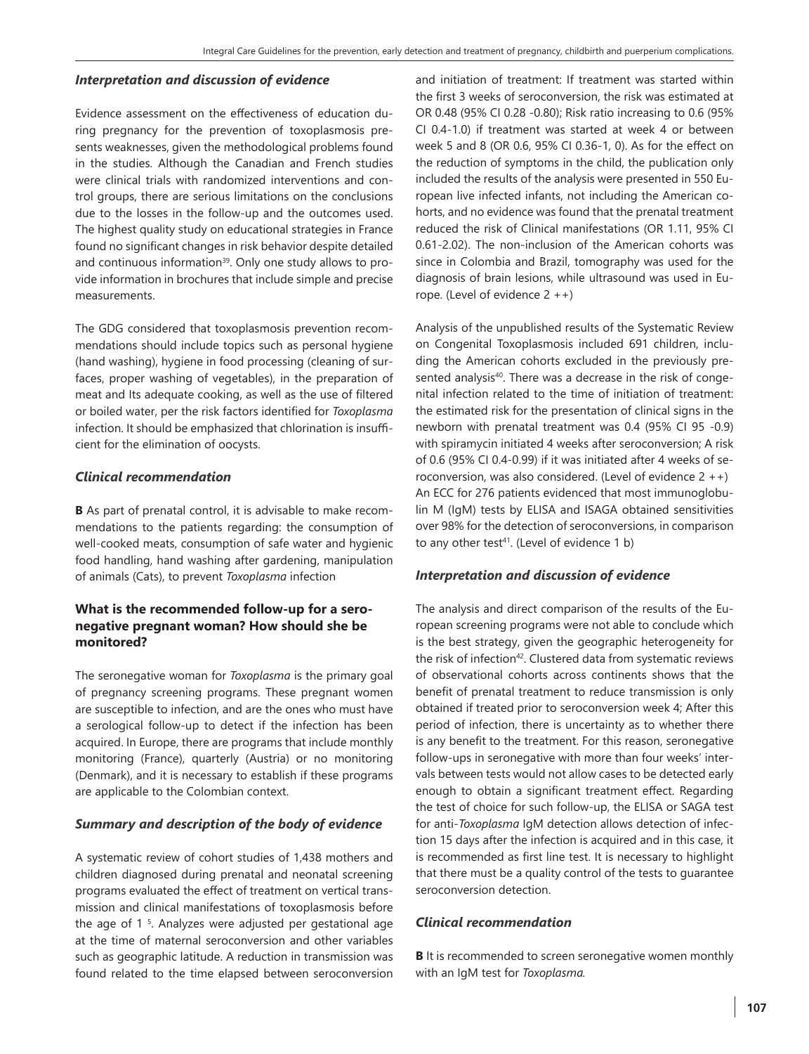### *Interpretation and discussion of evidence*

Evidence assessment on the effectiveness of education during pregnancy for the prevention of toxoplasmosis presents weaknesses, given the methodological problems found in the studies. Although the Canadian and French studies were clinical trials with randomized interventions and control groups, there are serious limitations on the conclusions due to the losses in the follow-up and the outcomes used. The highest quality study on educational strategies in France found no significant changes in risk behavior despite detailed and continuous information[39]. Only one study allows to provide information in brochures that include simple and precise measurements.

The GDG considered that toxoplasmosis prevention recommendations should include topics such as personal hygiene (hand washing), hygiene in food processing (cleaning of surfaces, proper washing of vegetables), in the preparation of meat and Its adequate cooking, as well as the use of filtered or boiled water, per the risk factors identified for *Toxoplasma* infection. It should be emphasized that chlorination is insufficient for the elimination of oocysts.

### *Clinical recommendation*

**B** As part of prenatal control, it is advisable to make recommendations to the patients regarding: the consumption of well-cooked meats, consumption of safe water and hygienic food handling, hand washing after gardening, manipulation of animals (Cats), to prevent *Toxoplasma* infection

## What is the recommended follow-up for a seronegative pregnant woman? How should she be monitored?

The seronegative woman for *Toxoplasma* is the primary goal of pregnancy screening programs. These pregnant women are susceptible to infection, and are the ones who must have a serological follow-up to detect if the infection has been acquired. In Europe, there are programs that include monthly monitoring (France), quarterly (Austria) or no monitoring (Denmark), and it is necessary to establish if these programs are applicable to the Colombian context.

### *Summary and description of the body of evidence*

A systematic review of cohort studies of 1,438 mothers and children diagnosed during prenatal and neonatal screening programs evaluated the effect of treatment on vertical transmission and clinical manifestations of toxoplasmosis before the age of 1 [5]. Analyzes were adjusted per gestational age at the time of maternal seroconversion and other variables such as geographic latitude. A reduction in transmission was found related to the time elapsed between seroconversion and initiation of treatment: If treatment was started within the first 3 weeks of seroconversion, the risk was estimated at OR 0.48 (95% CI 0.28 -0.80); Risk ratio increasing to 0.6 (95% CI 0.4-1.0) if treatment was started at week 4 or between week 5 and 8 (OR 0.6, 95% CI 0.36-1, 0). As for the effect on the reduction of symptoms in the child, the publication only included the results of the analysis were presented in 550 European live infected infants, not including the American cohorts, and no evidence was found that the prenatal treatment reduced the risk of Clinical manifestations (OR 1.11, 95% CI 0.61-2.02). The non-inclusion of the American cohorts was since in Colombia and Brazil, tomography was used for the diagnosis of brain lesions, while ultrasound was used in Europe. (Level of evidence 2 ++)

Analysis of the unpublished results of the Systematic Review on Congenital Toxoplasmosis included 691 children, including the American cohorts excluded in the previously presented analysis[40]. There was a decrease in the risk of congenital infection related to the time of initiation of treatment: the estimated risk for the presentation of clinical signs in the newborn with prenatal treatment was 0.4 (95% CI 95 -0.9) with spiramycin initiated 4 weeks after seroconversion; A risk of 0.6 (95% CI 0.4-0.99) if it was initiated after 4 weeks of seroconversion, was also considered. (Level of evidence 2 ++)
An ECC for 276 patients evidenced that most immunoglobulin M (IgM) tests by ELISA and ISAGA obtained sensitivities over 98% for the detection of seroconversions, in comparison to any other test[41]. (Level of evidence 1 b)

### *Interpretation and discussion of evidence*

The analysis and direct comparison of the results of the European screening programs were not able to conclude which is the best strategy, given the geographic heterogeneity for the risk of infection[42]. Clustered data from systematic reviews of observational cohorts across continents shows that the benefit of prenatal treatment to reduce transmission is only obtained if treated prior to seroconversion week 4; After this period of infection, there is uncertainty as to whether there is any benefit to the treatment. For this reason, seronegative follow-ups in seronegative with more than four weeks' intervals between tests would not allow cases to be detected early enough to obtain a significant treatment effect. Regarding the test of choice for such follow-up, the ELISA or SAGA test for anti-*Toxoplasma* IgM detection allows detection of infection 15 days after the infection is acquired and in this case, it is recommended as first line test. It is necessary to highlight that there must be a quality control of the tests to guarantee seroconversion detection.

### *Clinical recommendation*

**B** It is recommended to screen seronegative women monthly with an IgM test for *Toxoplasma.*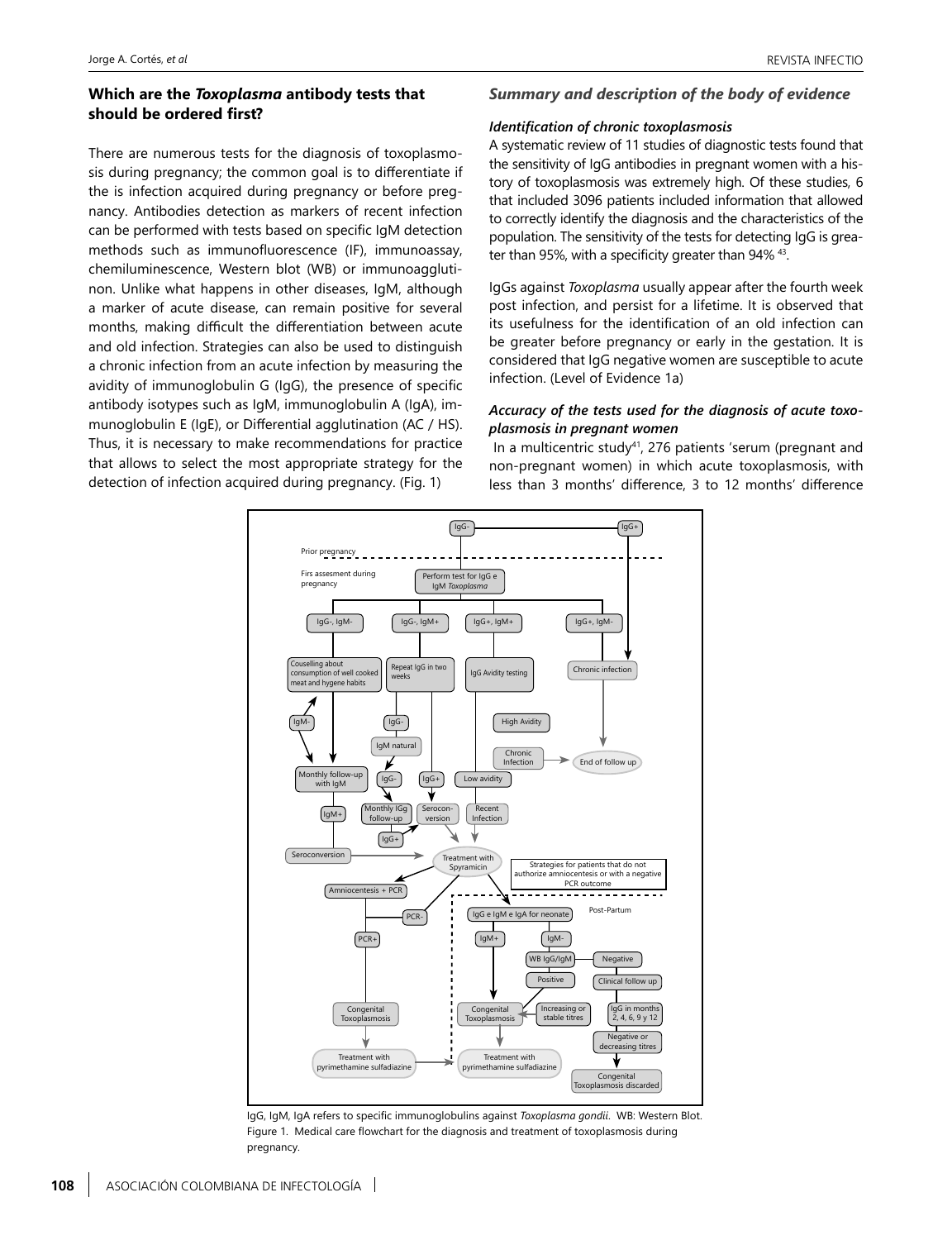### Which are the *Toxoplasma* antibody tests that should be ordered first?

There are numerous tests for the diagnosis of toxoplasmosis during pregnancy; the common goal is to differentiate if the is infection acquired during pregnancy or before pregnancy. Antibodies detection as markers of recent infection can be performed with tests based on specific IgM detection methods such as immunofluorescence (IF), immunoassay, chemiluminescence, Western blot (WB) or immunoagglutinon. Unlike what happens in other diseases, IgM, although a marker of acute disease, can remain positive for several months, making difficult the differentiation between acute and old infection. Strategies can also be used to distinguish a chronic infection from an acute infection by measuring the avidity of immunoglobulin G (IgG), the presence of specific antibody isotypes such as IgM, immunoglobulin A (IgA), immunoglobulin E (IgE), or Differential agglutination (AC / HS). Thus, it is necessary to make recommendations for practice that allows to select the most appropriate strategy for the detection of infection acquired during pregnancy. (Fig. 1)

### *Summary and description of the body of evidence*

#### *Identification of chronic toxoplasmosis*

A systematic review of 11 studies of diagnostic tests found that the sensitivity of IgG antibodies in pregnant women with a history of toxoplasmosis was extremely high. Of these studies, 6 that included 3096 patients included information that allowed to correctly identify the diagnosis and the characteristics of the population. The sensitivity of the tests for detecting IgG is greater than 95%, with a specificity greater than 94% [43].

IgGs against *Toxoplasma* usually appear after the fourth week post infection, and persist for a lifetime. It is observed that its usefulness for the identification of an old infection can be greater before pregnancy or early in the gestation. It is considered that IgG negative women are susceptible to acute infection. (Level of Evidence 1a)

#### *Accuracy of the tests used for the diagnosis of acute toxoplasmosis in pregnant women*

In a multicentric study[41], 276 patients 'serum (pregnant and non-pregnant women) in which acute toxoplasmosis, with less than 3 months' difference, 3 to 12 months' difference

IgG, IgM, IgA refers to specific immunoglobulins against *Toxoplasma gondii*. WB: Western Blot.
Figure 1. Medical care flowchart for the diagnosis and treatment of toxoplasmosis during pregnancy.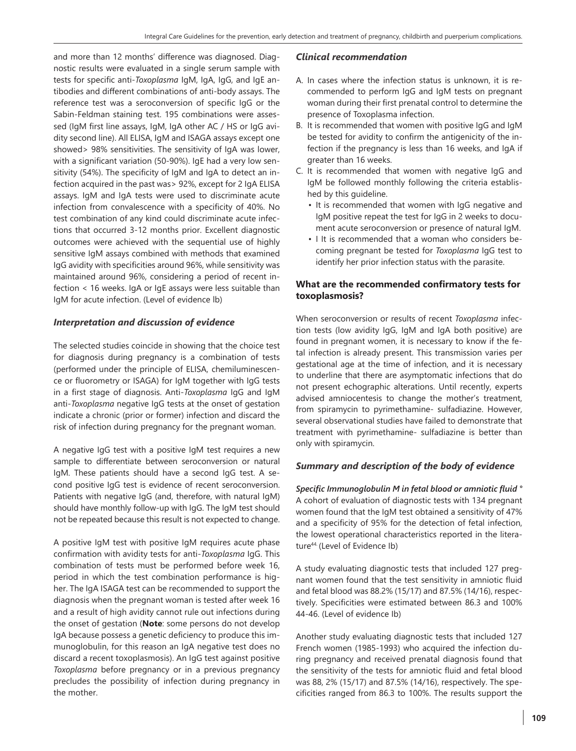and more than 12 months' difference was diagnosed. Diagnostic results were evaluated in a single serum sample with tests for specific anti-*Toxoplasma* IgM, IgA, IgG, and IgE antibodies and different combinations of anti-body assays. The reference test was a seroconversion of specific IgG or the Sabin-Feldman staining test. 195 combinations were assessed (IgM first line assays, IgM, IgA other AC / HS or IgG avidity second line). All ELISA, IgM and ISAGA assays except one showed> 98% sensitivities. The sensitivity of IgA was lower, with a significant variation (50-90%). IgE had a very low sensitivity (54%). The specificity of IgM and IgA to detect an infection acquired in the past was> 92%, except for 2 IgA ELISA assays. IgM and IgA tests were used to discriminate acute infection from convalescence with a specificity of 40%. No test combination of any kind could discriminate acute infections that occurred 3-12 months prior. Excellent diagnostic outcomes were achieved with the sequential use of highly sensitive IgM assays combined with methods that examined IgG avidity with specificities around 96%, while sensitivity was maintained around 96%, considering a period of recent infection < 16 weeks. IgA or IgE assays were less suitable than IgM for acute infection. (Level of evidence lb)

### *Interpretation and discussion of evidence*

The selected studies coincide in showing that the choice test for diagnosis during pregnancy is a combination of tests (performed under the principle of ELISA, chemiluminescence or fluorometry or ISAGA) for IgM together with IgG tests in a first stage of diagnosis. Anti-*Toxoplasma* IgG and IgM anti-*Toxoplasma* negative IgG tests at the onset of gestation indicate a chronic (prior or former) infection and discard the risk of infection during pregnancy for the pregnant woman.

A negative IgG test with a positive IgM test requires a new sample to differentiate between seroconversion or natural IgM. These patients should have a second IgG test. A second positive IgG test is evidence of recent seroconversion. Patients with negative IgG (and, therefore, with natural IgM) should have monthly follow-up with IgG. The IgM test should not be repeated because this result is not expected to change.

A positive IgM test with positive IgM requires acute phase confirmation with avidity tests for anti-*Toxoplasma* IgG. This combination of tests must be performed before week 16, period in which the test combination performance is higher. The IgA ISAGA test can be recommended to support the diagnosis when the pregnant woman is tested after week 16 and a result of high avidity cannot rule out infections during the onset of gestation (**Note**: some persons do not develop IgA because possess a genetic deficiency to produce this immunoglobulin, for this reason an IgA negative test does no discard a recent toxoplasmosis). An IgG test against positive *Toxoplasma* before pregnancy or in a previous pregnancy precludes the possibility of infection during pregnancy in the mother.

### *Clinical recommendation*

A. In cases where the infection status is unknown, it is recommended to perform IgG and IgM tests on pregnant woman during their first prenatal control to determine the presence of Toxoplasma infection.
B. It is recommended that women with positive IgG and IgM be tested for avidity to confirm the antigenicity of the infection if the pregnancy is less than 16 weeks, and IgA if greater than 16 weeks.
C. It is recommended that women with negative IgG and IgM be followed monthly following the criteria established by this guideline.
   - It is recommended that women with IgG negative and IgM positive repeat the test for IgG in 2 weeks to document acute seroconversion or presence of natural IgM.
   - I It is recommended that a woman who considers becoming pregnant be tested for *Toxoplasma* IgG test to identify her prior infection status with the parasite.

### What are the recommended confirmatory tests for toxoplasmosis?

When seroconversion or results of recent *Toxoplasma* infection tests (low avidity IgG, IgM and IgA both positive) are found in pregnant women, it is necessary to know if the fetal infection is already present. This transmission varies per gestational age at the time of infection, and it is necessary to underline that there are asymptomatic infections that do not present echographic alterations. Until recently, experts advised amniocentesis to change the mother's treatment, from spiramycin to pyrimethamine- sulfadiazine. However, several observational studies have failed to demonstrate that treatment with pyrimethamine- sulfadiazine is better than only with spiramycin.

### *Summary and description of the body of evidence*

***Specific Immunoglobulin M in fetal blood or amniotic fluid °***
A cohort of evaluation of diagnostic tests with 134 pregnant women found that the IgM test obtained a sensitivity of 47% and a specificity of 95% for the detection of fetal infection, the lowest operational characteristics reported in the literature[44]. (Level of Evidence Ib)

A study evaluating diagnostic tests that included 127 pregnant women found that the test sensitivity in amniotic fluid and fetal blood was 88.2% (15/17) and 87.5% (14/16), respectively. Specificities were estimated between 86.3 and 100% 44-46. (Level of evidence Ib)

Another study evaluating diagnostic tests that included 127 French women (1985-1993) who acquired the infection during pregnancy and received prenatal diagnosis found that the sensitivity of the tests for amniotic fluid and fetal blood was 88, 2% (15/17) and 87.5% (14/16), respectively. The specificities ranged from 86.3 to 100%. The results support the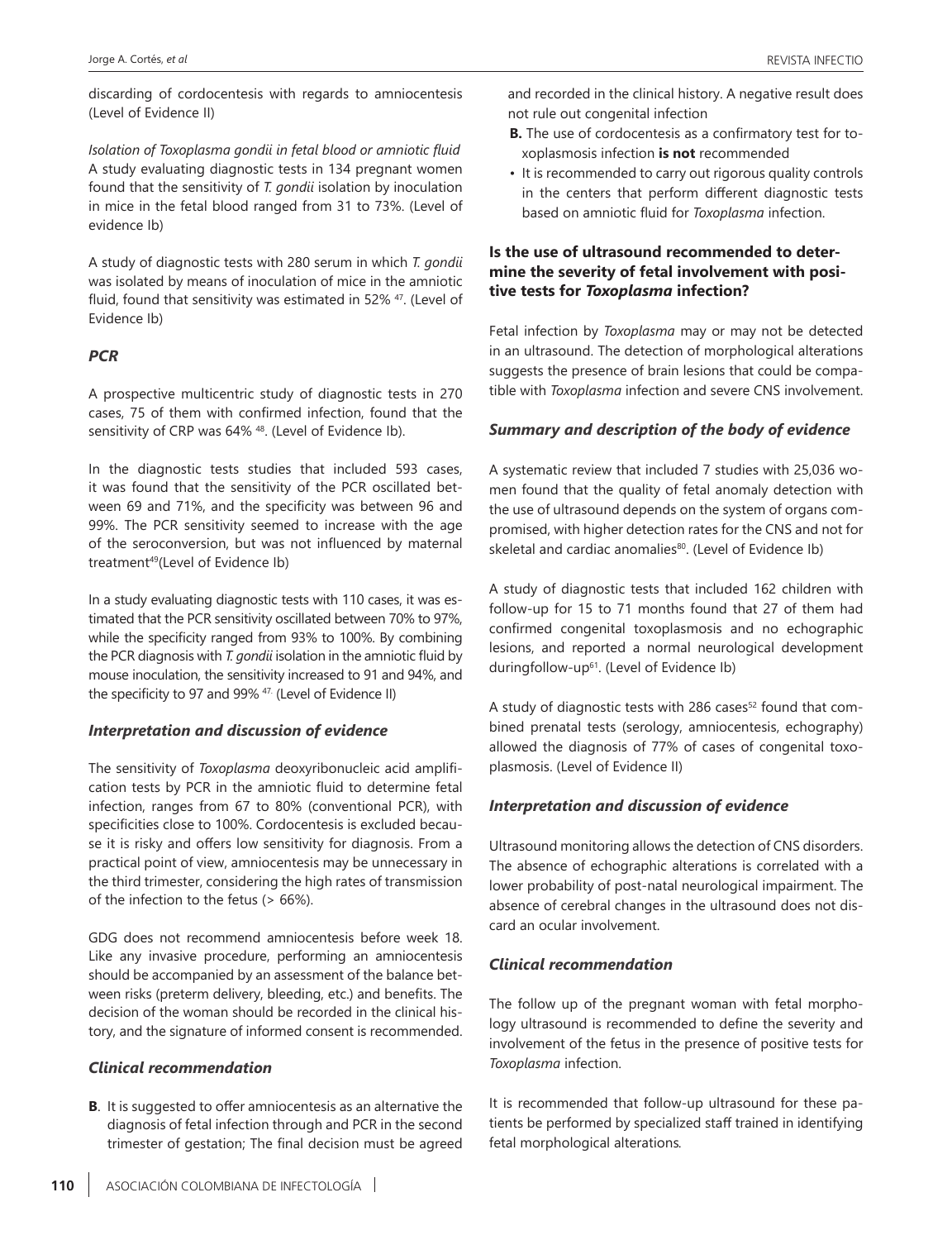discarding of cordocentesis with regards to amniocentesis (Level of Evidence II)

*Isolation of Toxoplasma gondii in fetal blood or amniotic fluid*
A study evaluating diagnostic tests in 134 pregnant women found that the sensitivity of *T. gondii* isolation by inoculation in mice in the fetal blood ranged from 31 to 73%. (Level of evidence Ib)

A study of diagnostic tests with 280 serum in which *T. gondii* was isolated by means of inoculation of mice in the amniotic fluid, found that sensitivity was estimated in 52% [47]. (Level of Evidence Ib)

### *PCR*

A prospective multicentric study of diagnostic tests in 270 cases, 75 of them with confirmed infection, found that the sensitivity of CRP was 64% [48]. (Level of Evidence Ib).

In the diagnostic tests studies that included 593 cases, it was found that the sensitivity of the PCR oscillated between 69 and 71%, and the specificity was between 96 and 99%. The PCR sensitivity seemed to increase with the age of the seroconversion, but was not influenced by maternal treatment[49](Level of Evidence Ib)

In a study evaluating diagnostic tests with 110 cases, it was estimated that the PCR sensitivity oscillated between 70% to 97%, while the specificity ranged from 93% to 100%. By combining the PCR diagnosis with *T. gondii* isolation in the amniotic fluid by mouse inoculation, the sensitivity increased to 91 and 94%, and the specificity to 97 and 99% [47]. (Level of Evidence II)

### *Interpretation and discussion of evidence*

The sensitivity of *Toxoplasma* deoxyribonucleic acid amplification tests by PCR in the amniotic fluid to determine fetal infection, ranges from 67 to 80% (conventional PCR), with specificities close to 100%. Cordocentesis is excluded because it is risky and offers low sensitivity for diagnosis. From a practical point of view, amniocentesis may be unnecessary in the third trimester, considering the high rates of transmission of the infection to the fetus (> 66%).

GDG does not recommend amniocentesis before week 18. Like any invasive procedure, performing an amniocentesis should be accompanied by an assessment of the balance between risks (preterm delivery, bleeding, etc.) and benefits. The decision of the woman should be recorded in the clinical history, and the signature of informed consent is recommended.

### *Clinical recommendation*

**B**. It is suggested to offer amniocentesis as an alternative the diagnosis of fetal infection through and PCR in the second trimester of gestation; The final decision must be agreed and recorded in the clinical history. A negative result does not rule out congenital infection

**B.** The use of cordocentesis as a confirmatory test for toxoplasmosis infection **is not** recommended

- It is recommended to carry out rigorous quality controls in the centers that perform different diagnostic tests based on amniotic fluid for *Toxoplasma* infection.

## Is the use of ultrasound recommended to determine the severity of fetal involvement with positive tests for *Toxoplasma* infection?

Fetal infection by *Toxoplasma* may or may not be detected in an ultrasound. The detection of morphological alterations suggests the presence of brain lesions that could be compatible with *Toxoplasma* infection and severe CNS involvement.

### *Summary and description of the body of evidence*

A systematic review that included 7 studies with 25,036 women found that the quality of fetal anomaly detection with the use of ultrasound depends on the system of organs compromised, with higher detection rates for the CNS and not for skeletal and cardiac anomalies[80]. (Level of Evidence Ib)

A study of diagnostic tests that included 162 children with follow-up for 15 to 71 months found that 27 of them had confirmed congenital toxoplasmosis and no echographic lesions, and reported a normal neurological development duringfollow-up[61]. (Level of Evidence Ib)

A study of diagnostic tests with 286 cases[52] found that combined prenatal tests (serology, amniocentesis, echography) allowed the diagnosis of 77% of cases of congenital toxoplasmosis. (Level of Evidence II)

### *Interpretation and discussion of evidence*

Ultrasound monitoring allows the detection of CNS disorders. The absence of echographic alterations is correlated with a lower probability of post-natal neurological impairment. The absence of cerebral changes in the ultrasound does not discard an ocular involvement.

### *Clinical recommendation*

The follow up of the pregnant woman with fetal morphology ultrasound is recommended to define the severity and involvement of the fetus in the presence of positive tests for *Toxoplasma* infection.

It is recommended that follow-up ultrasound for these patients be performed by specialized staff trained in identifying fetal morphological alterations.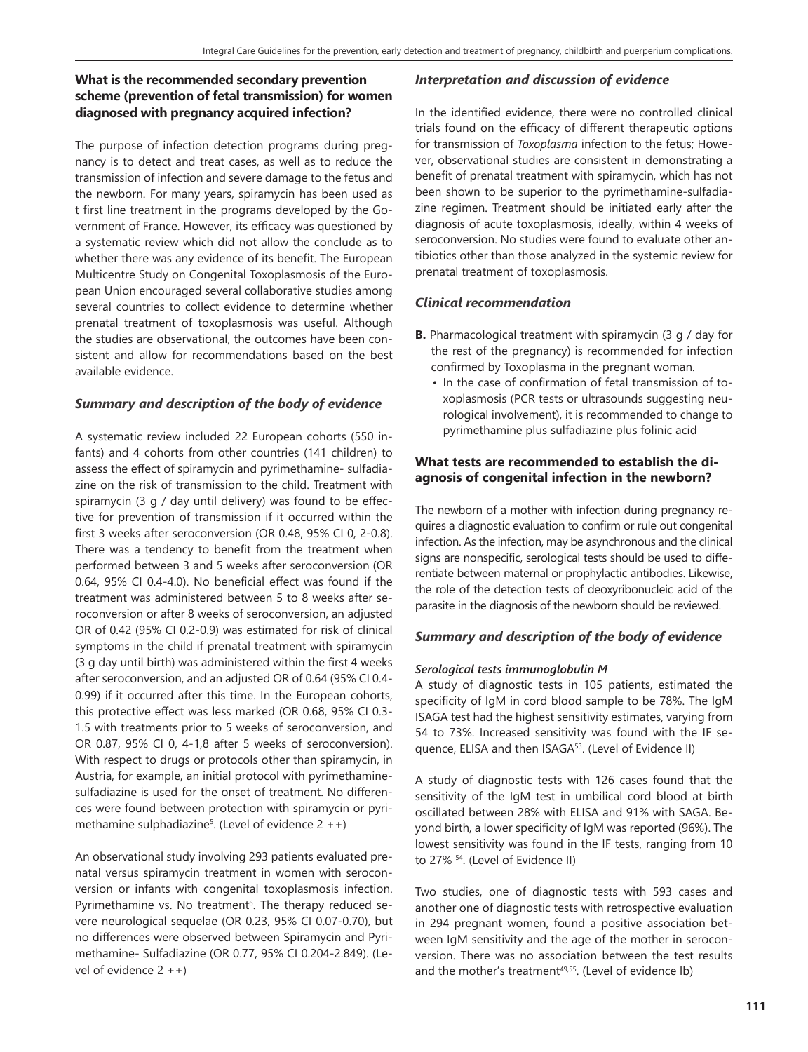### What is the recommended secondary prevention scheme (prevention of fetal transmission) for women diagnosed with pregnancy acquired infection?

The purpose of infection detection programs during pregnancy is to detect and treat cases, as well as to reduce the transmission of infection and severe damage to the fetus and the newborn. For many years, spiramycin has been used as t first line treatment in the programs developed by the Government of France. However, its efficacy was questioned by a systematic review which did not allow the conclude as to whether there was any evidence of its benefit. The European Multicentre Study on Congenital Toxoplasmosis of the European Union encouraged several collaborative studies among several countries to collect evidence to determine whether prenatal treatment of toxoplasmosis was useful. Although the studies are observational, the outcomes have been consistent and allow for recommendations based on the best available evidence.

#### *Summary and description of the body of evidence*

A systematic review included 22 European cohorts (550 infants) and 4 cohorts from other countries (141 children) to assess the effect of spiramycin and pyrimethamine- sulfadiazine on the risk of transmission to the child. Treatment with spiramycin (3 g / day until delivery) was found to be effective for prevention of transmission if it occurred within the first 3 weeks after seroconversion (OR 0.48, 95% CI 0, 2-0.8). There was a tendency to benefit from the treatment when performed between 3 and 5 weeks after seroconversion (OR 0.64, 95% CI 0.4-4.0). No beneficial effect was found if the treatment was administered between 5 to 8 weeks after seroconversion or after 8 weeks of seroconversion, an adjusted OR of 0.42 (95% CI 0.2-0.9) was estimated for risk of clinical symptoms in the child if prenatal treatment with spiramycin (3 g day until birth) was administered within the first 4 weeks after seroconversion, and an adjusted OR of 0.64 (95% CI 0.4-0.99) if it occurred after this time. In the European cohorts, this protective effect was less marked (OR 0.68, 95% CI 0.3-1.5 with treatments prior to 5 weeks of seroconversion, and OR 0.87, 95% CI 0, 4-1,8 after 5 weeks of seroconversion). With respect to drugs or protocols other than spiramycin, in Austria, for example, an initial protocol with pyrimethamine-sulfadiazine is used for the onset of treatment. No differences were found between protection with spiramycin or pyrimethamine sulphadiazine[5]. (Level of evidence 2 ++)

An observational study involving 293 patients evaluated prenatal versus spiramycin treatment in women with seroconversion or infants with congenital toxoplasmosis infection. Pyrimethamine vs. No treatment[6]. The therapy reduced severe neurological sequelae (OR 0.23, 95% CI 0.07-0.70), but no differences were observed between Spiramycin and Pyrimethamine- Sulfadiazine (OR 0.77, 95% CI 0.204-2.849). (Level of evidence 2 ++)

#### *Interpretation and discussion of evidence*

In the identified evidence, there were no controlled clinical trials found on the efficacy of different therapeutic options for transmission of *Toxoplasma* infection to the fetus; However, observational studies are consistent in demonstrating a benefit of prenatal treatment with spiramycin, which has not been shown to be superior to the pyrimethamine-sulfadiazine regimen. Treatment should be initiated early after the diagnosis of acute toxoplasmosis, ideally, within 4 weeks of seroconversion. No studies were found to evaluate other antibiotics other than those analyzed in the systemic review for prenatal treatment of toxoplasmosis.

#### *Clinical recommendation*

- **B.** Pharmacological treatment with spiramycin (3 g / day for the rest of the pregnancy) is recommended for infection confirmed by Toxoplasma in the pregnant woman.
  - In the case of confirmation of fetal transmission of toxoplasmosis (PCR tests or ultrasounds suggesting neurological involvement), it is recommended to change to pyrimethamine plus sulfadiazine plus folinic acid

### What tests are recommended to establish the diagnosis of congenital infection in the newborn?

The newborn of a mother with infection during pregnancy requires a diagnostic evaluation to confirm or rule out congenital infection. As the infection, may be asynchronous and the clinical signs are nonspecific, serological tests should be used to differentiate between maternal or prophylactic antibodies. Likewise, the role of the detection tests of deoxyribonucleic acid of the parasite in the diagnosis of the newborn should be reviewed.

#### *Summary and description of the body of evidence*

##### *Serological tests immunoglobulin M*

A study of diagnostic tests in 105 patients, estimated the specificity of IgM in cord blood sample to be 78%. The IgM ISAGA test had the highest sensitivity estimates, varying from 54 to 73%. Increased sensitivity was found with the IF sequence, ELISA and then ISAGA[53]. (Level of Evidence II)

A study of diagnostic tests with 126 cases found that the sensitivity of the IgM test in umbilical cord blood at birth oscillated between 28% with ELISA and 91% with SAGA. Beyond birth, a lower specificity of IgM was reported (96%). The lowest sensitivity was found in the IF tests, ranging from 10 to 27% [54]. (Level of Evidence II)

Two studies, one of diagnostic tests with 593 cases and another one of diagnostic tests with retrospective evaluation in 294 pregnant women, found a positive association between IgM sensitivity and the age of the mother in seroconversion. There was no association between the test results and the mother's treatment[49,55]. (Level of evidence Ib)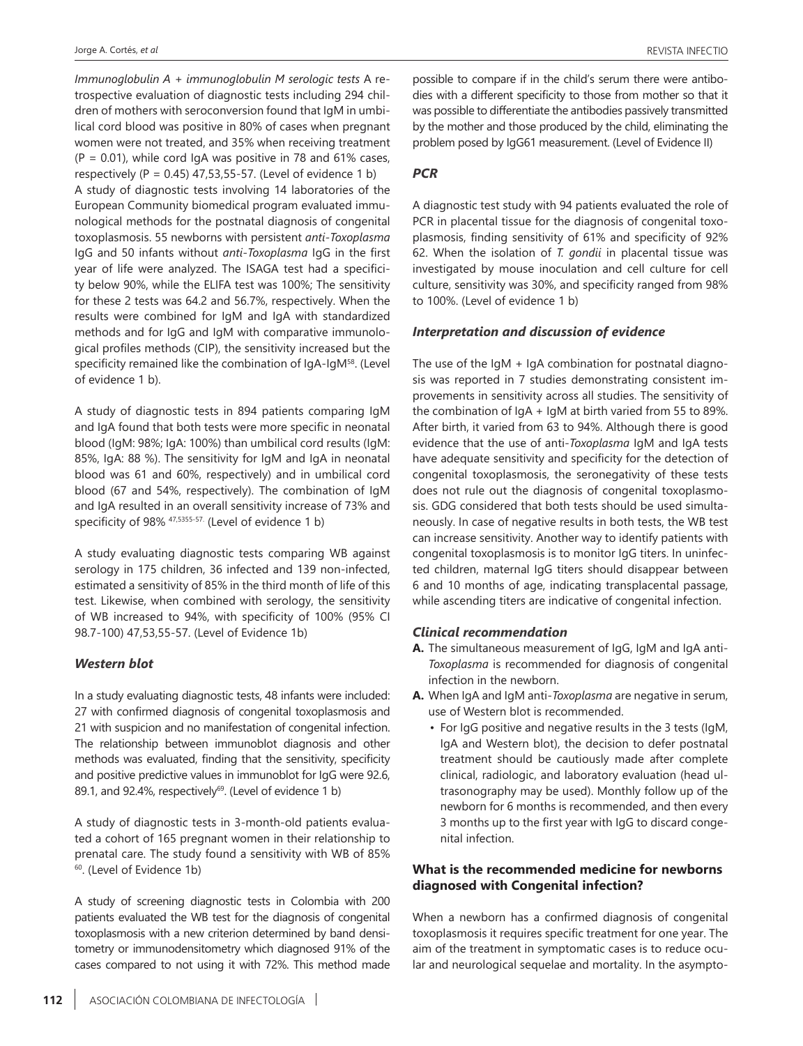*Immunoglobulin A + immunoglobulin M serologic tests* A retrospective evaluation of diagnostic tests including 294 children of mothers with seroconversion found that IgM in umbilical cord blood was positive in 80% of cases when pregnant women were not treated, and 35% when receiving treatment ($P = 0.01$), while cord IgA was positive in 78 and 61% cases, respectively ($P = 0.45$) 47,53,55-57. (Level of evidence 1 b)

A study of diagnostic tests involving 14 laboratories of the European Community biomedical program evaluated immunological methods for the postnatal diagnosis of congenital toxoplasmosis. 55 newborns with persistent *anti-Toxoplasma* IgG and 50 infants without *anti-Toxoplasma* IgG in the first year of life were analyzed. The ISAGA test had a specificity below 90%, while the ELIFA test was 100%; The sensitivity for these 2 tests was 64.2 and 56.7%, respectively. When the results were combined for IgM and IgA with standardized methods and for IgG and IgM with comparative immunological profiles methods (CIP), the sensitivity increased but the specificity remained like the combination of IgA-IgM[58]. (Level of evidence 1 b).

A study of diagnostic tests in 894 patients comparing IgM and IgA found that both tests were more specific in neonatal blood (IgM: 98%; IgA: 100%) than umbilical cord results (IgM: 85%, IgA: 88 %). The sensitivity for IgM and IgA in neonatal blood was 61 and 60%, respectively) and in umbilical cord blood (67 and 54%, respectively). The combination of IgM and IgA resulted in an overall sensitivity increase of 73% and specificity of 98% [47,5355-57.] (Level of evidence 1 b)

A study evaluating diagnostic tests comparing WB against serology in 175 children, 36 infected and 139 non-infected, estimated a sensitivity of 85% in the third month of life of this test. Likewise, when combined with serology, the sensitivity of WB increased to 94%, with specificity of 100% (95% CI 98.7-100) 47,53,55-57. (Level of Evidence 1b)

### *Western blot*

In a study evaluating diagnostic tests, 48 infants were included: 27 with confirmed diagnosis of congenital toxoplasmosis and 21 with suspicion and no manifestation of congenital infection. The relationship between immunoblot diagnosis and other methods was evaluated, finding that the sensitivity, specificity and positive predictive values in immunoblot for IgG were 92.6, 89.1, and 92.4%, respectively[69]. (Level of evidence 1 b)

A study of diagnostic tests in 3-month-old patients evaluated a cohort of 165 pregnant women in their relationship to prenatal care. The study found a sensitivity with WB of 85% [60]. (Level of Evidence 1b)

A study of screening diagnostic tests in Colombia with 200 patients evaluated the WB test for the diagnosis of congenital toxoplasmosis with a new criterion determined by band densitometry or immunodensitometry which diagnosed 91% of the cases compared to not using it with 72%. This method made possible to compare if in the child's serum there were antibodies with a different specificity to those from mother so that it was possible to differentiate the antibodies passively transmitted by the mother and those produced by the child, eliminating the problem posed by IgG61 measurement. (Level of Evidence II)

### *PCR*

A diagnostic test study with 94 patients evaluated the role of PCR in placental tissue for the diagnosis of congenital toxoplasmosis, finding sensitivity of 61% and specificity of 92% 62. When the isolation of *T. gondii* in placental tissue was investigated by mouse inoculation and cell culture for cell culture, sensitivity was 30%, and specificity ranged from 98% to 100%. (Level of evidence 1 b)

### *Interpretation and discussion of evidence*

The use of the IgM + IgA combination for postnatal diagnosis was reported in 7 studies demonstrating consistent improvements in sensitivity across all studies. The sensitivity of the combination of IgA + IgM at birth varied from 55 to 89%. After birth, it varied from 63 to 94%. Although there is good evidence that the use of anti-*Toxoplasma* IgM and IgA tests have adequate sensitivity and specificity for the detection of congenital toxoplasmosis, the seronegativity of these tests does not rule out the diagnosis of congenital toxoplasmosis. GDG considered that both tests should be used simultaneously. In case of negative results in both tests, the WB test can increase sensitivity. Another way to identify patients with congenital toxoplasmosis is to monitor IgG titers. In uninfected children, maternal IgG titers should disappear between 6 and 10 months of age, indicating transplacental passage, while ascending titers are indicative of congenital infection.

### *Clinical recommendation*

**A.** The simultaneous measurement of IgG, IgM and IgA anti-*Toxoplasma* is recommended for diagnosis of congenital infection in the newborn.

**A.** When IgA and IgM anti-*Toxoplasma* are negative in serum, use of Western blot is recommended.

- For IgG positive and negative results in the 3 tests (IgM, IgA and Western blot), the decision to defer postnatal treatment should be cautiously made after complete clinical, radiologic, and laboratory evaluation (head ultrasonography may be used). Monthly follow up of the newborn for 6 months is recommended, and then every 3 months up to the first year with IgG to discard congenital infection.

### **What is the recommended medicine for newborns diagnosed with Congenital infection?**

When a newborn has a confirmed diagnosis of congenital toxoplasmosis it requires specific treatment for one year. The aim of the treatment in symptomatic cases is to reduce ocular and neurological sequelae and mortality. In the asympto-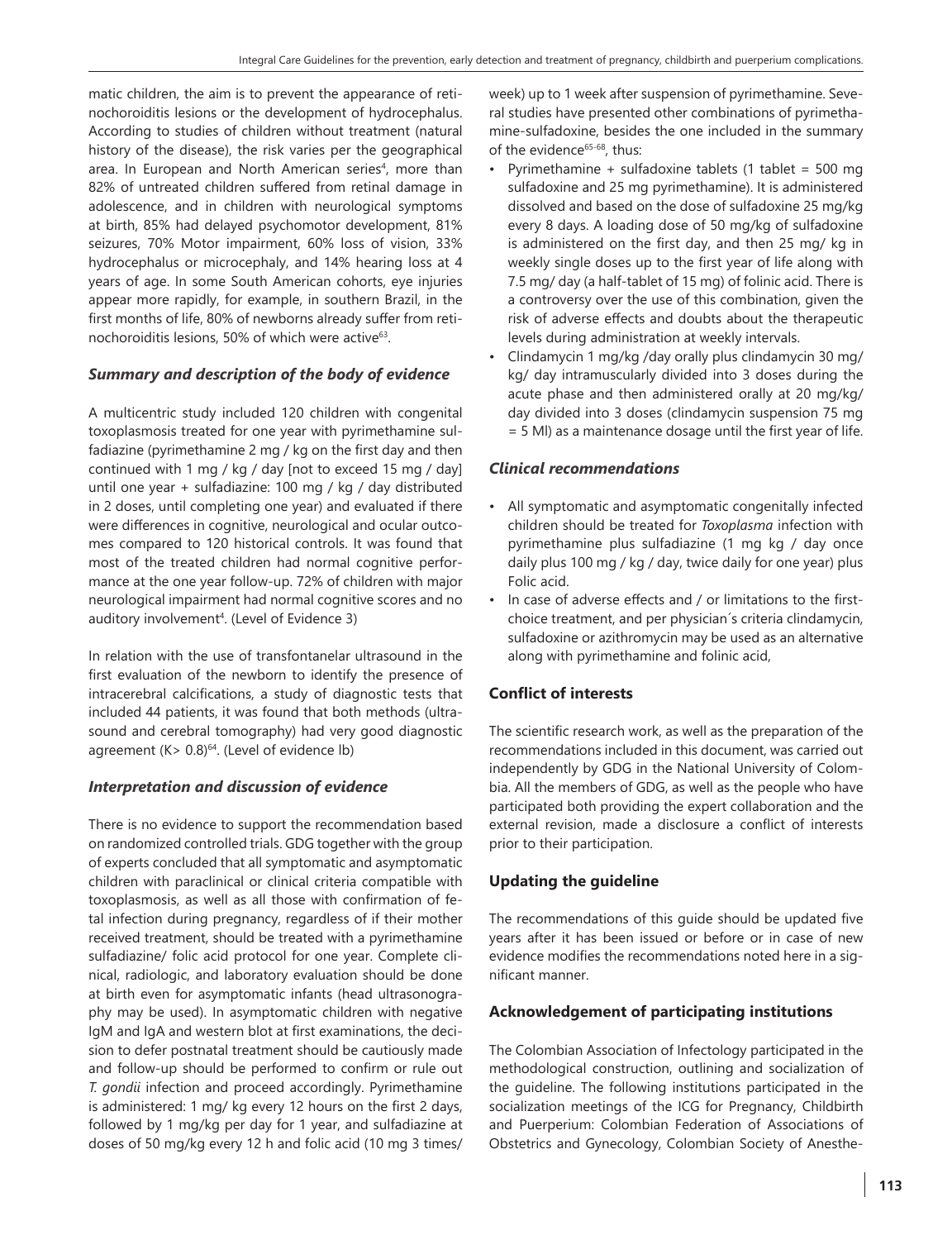matic children, the aim is to prevent the appearance of retinochoroiditis lesions or the development of hydrocephalus. According to studies of children without treatment (natural history of the disease), the risk varies per the geographical area. In European and North American series[4], more than 82% of untreated children suffered from retinal damage in adolescence, and in children with neurological symptoms at birth, 85% had delayed psychomotor development, 81% seizures, 70% Motor impairment, 60% loss of vision, 33% hydrocephalus or microcephaly, and 14% hearing loss at 4 years of age. In some South American cohorts, eye injuries appear more rapidly, for example, in southern Brazil, in the first months of life, 80% of newborns already suffer from retinochoroiditis lesions, 50% of which were active[63].

### *Summary and description of the body of evidence*

A multicentric study included 120 children with congenital toxoplasmosis treated for one year with pyrimethamine sulfadiazine (pyrimethamine 2 mg / kg on the first day and then continued with 1 mg / kg / day [not to exceed 15 mg / day] until one year + sulfadiazine: 100 mg / kg / day distributed in 2 doses, until completing one year) and evaluated if there were differences in cognitive, neurological and ocular outcomes compared to 120 historical controls. It was found that most of the treated children had normal cognitive performance at the one year follow-up. 72% of children with major neurological impairment had normal cognitive scores and no auditory involvement[4]. (Level of Evidence 3)

In relation with the use of transfontanelar ultrasound in the first evaluation of the newborn to identify the presence of intracerebral calcifications, a study of diagnostic tests that included 44 patients, it was found that both methods (ultrasound and cerebral tomography) had very good diagnostic agreement (K> 0.8)[64]. (Level of evidence lb)

### *Interpretation and discussion of evidence*

There is no evidence to support the recommendation based on randomized controlled trials. GDG together with the group of experts concluded that all symptomatic and asymptomatic children with paraclinical or clinical criteria compatible with toxoplasmosis, as well as all those with confirmation of fetal infection during pregnancy, regardless of if their mother received treatment, should be treated with a pyrimethamine sulfadiazine/ folic acid protocol for one year. Complete clinical, radiologic, and laboratory evaluation should be done at birth even for asymptomatic infants (head ultrasonography may be used). In asymptomatic children with negative IgM and IgA and western blot at first examinations, the decision to defer postnatal treatment should be cautiously made and follow-up should be performed to confirm or rule out *T. gondii* infection and proceed accordingly. Pyrimethamine is administered: 1 mg/ kg every 12 hours on the first 2 days, followed by 1 mg/kg per day for 1 year, and sulfadiazine at doses of 50 mg/kg every 12 h and folic acid (10 mg 3 times/ week) up to 1 week after suspension of pyrimethamine. Several studies have presented other combinations of pyrimethamine-sulfadoxine, besides the one included in the summary of the evidence[65-68], thus:

- Pyrimethamine + sulfadoxine tablets (1 tablet = 500 mg sulfadoxine and 25 mg pyrimethamine). It is administered dissolved and based on the dose of sulfadoxine 25 mg/kg every 8 days. A loading dose of 50 mg/kg of sulfadoxine is administered on the first day, and then 25 mg/ kg in weekly single doses up to the first year of life along with 7.5 mg/ day (a half-tablet of 15 mg) of folinic acid. There is a controversy over the use of this combination, given the risk of adverse effects and doubts about the therapeutic levels during administration at weekly intervals.
- Clindamycin 1 mg/kg /day orally plus clindamycin 30 mg/ kg/ day intramuscularly divided into 3 doses during the acute phase and then administered orally at 20 mg/kg/ day divided into 3 doses (clindamycin suspension 75 mg = 5 Ml) as a maintenance dosage until the first year of life.

### *Clinical recommendations*

- All symptomatic and asymptomatic congenitally infected children should be treated for *Toxoplasma* infection with pyrimethamine plus sulfadiazine (1 mg kg / day once daily plus 100 mg / kg / day, twice daily for one year) plus Folic acid.
- In case of adverse effects and / or limitations to the first-choice treatment, and per physician´s criteria clindamycin, sulfadoxine or azithromycin may be used as an alternative along with pyrimethamine and folinic acid,

## Conflict of interests

The scientific research work, as well as the preparation of the recommendations included in this document, was carried out independently by GDG in the National University of Colombia. All the members of GDG, as well as the people who have participated both providing the expert collaboration and the external revision, made a disclosure a conflict of interests prior to their participation.

## Updating the guideline

The recommendations of this guide should be updated five years after it has been issued or before or in case of new evidence modifies the recommendations noted here in a significant manner.

## Acknowledgement of participating institutions

The Colombian Association of Infectology participated in the methodological construction, outlining and socialization of the guideline. The following institutions participated in the socialization meetings of the ICG for Pregnancy, Childbirth and Puerperium: Colombian Federation of Associations of Obstetrics and Gynecology, Colombian Society of Anesthe-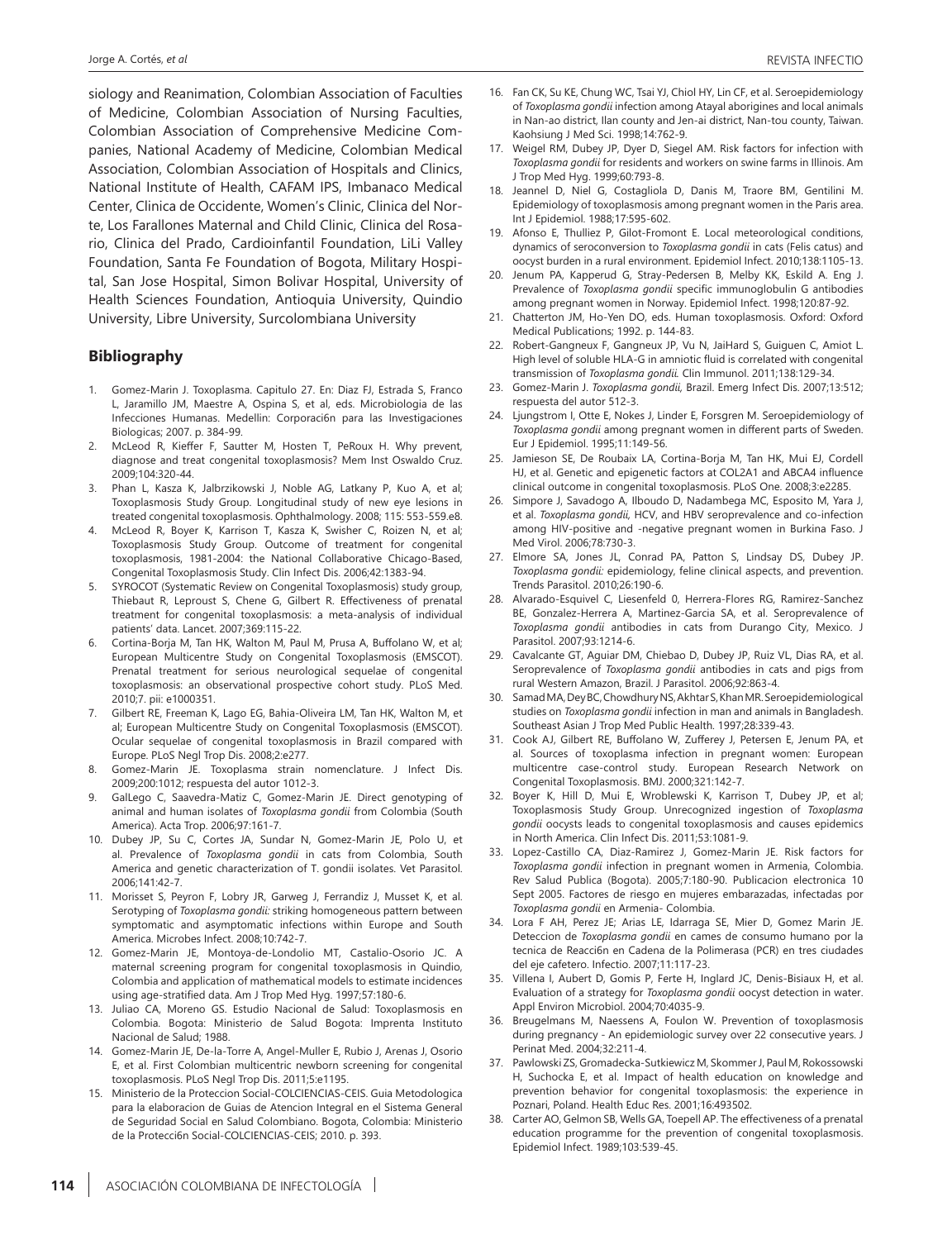siology and Reanimation, Colombian Association of Faculties of Medicine, Colombian Association of Nursing Faculties, Colombian Association of Comprehensive Medicine Companies, National Academy of Medicine, Colombian Medical Association, Colombian Association of Hospitals and Clinics, National Institute of Health, CAFAM IPS, Imbanaco Medical Center, Clinica de Occidente, Women's Clinic, Clinica del Norte, Los Farallones Maternal and Child Clinic, Clinica del Rosario, Clinica del Prado, Cardioinfantil Foundation, LiLi Valley Foundation, Santa Fe Foundation of Bogota, Military Hospital, San Jose Hospital, Simon Bolivar Hospital, University of Health Sciences Foundation, Antioquia University, Quindio University, Libre University, Surcolombiana University

## Bibliography

1. Gomez-Marin J. Toxoplasma. Capitulo 27. En: Diaz FJ, Estrada S, Franco L, Jaramillo JM, Maestre A, Ospina S, et al, eds. Microbiologia de las Infecciones Humanas. Medellin: Corporaci6n para las Investigaciones Biologicas; 2007. p. 384-99.
2. McLeod R, Kieffer F, Sautter M, Hosten T, PeRoux H. Why prevent, diagnose and treat congenital toxoplasmosis? Mem Inst Oswaldo Cruz. 2009;104:320-44.
3. Phan L, Kasza K, Jalbrzikowski J, Noble AG, Latkany P, Kuo A, et al; Toxoplasmosis Study Group. Longitudinal study of new eye lesions in treated congenital toxoplasmosis. Ophthalmology. 2008; 115: 553-559.e8.
4. McLeod R, Boyer K, Karrison T, Kasza K, Swisher C, Roizen N, et al; Toxoplasmosis Study Group. Outcome of treatment for congenital toxoplasmosis, 1981-2004: the National Collaborative Chicago-Based, Congenital Toxoplasmosis Study. Clin Infect Dis. 2006;42:1383-94.
5. SYROCOT (Systematic Review on Congenital Toxoplasmosis) study group, Thiebaut R, Leproust S, Chene G, Gilbert R. Effectiveness of prenatal treatment for congenital toxoplasmosis: a meta-analysis of individual patients' data. Lancet. 2007;369:115-22.
6. Cortina-Borja M, Tan HK, Walton M, Paul M, Prusa A, Buffolano W, et al; European Multicentre Study on Congenital Toxoplasmosis (EMSCOT). Prenatal treatment for serious neurological sequelae of congenital toxoplasmosis: an observational prospective cohort study. PLoS Med. 2010;7. pii: e1000351.
7. Gilbert RE, Freeman K, Lago EG, Bahia-Oliveira LM, Tan HK, Walton M, et al; European Multicentre Study on Congenital Toxoplasmosis (EMSCOT). Ocular sequelae of congenital toxoplasmosis in Brazil compared with Europe. PLoS Negl Trop Dis. 2008;2:e277.
8. Gomez-Marin JE. Toxoplasma strain nomenclature. J Infect Dis. 2009;200:1012; respuesta del autor 1012-3.
9. GalLego C, Saavedra-Matiz C, Gomez-Marin JE. Direct genotyping of animal and human isolates of *Toxoplasma gondii* from Colombia (South America). Acta Trop. 2006;97:161-7.
10. Dubey JP, Su C, Cortes JA, Sundar N, Gomez-Marin JE, Polo U, et al. Prevalence of *Toxoplasma gondii* in cats from Colombia, South America and genetic characterization of T. gondii isolates. Vet Parasitol. 2006;141:42-7.
11. Morisset S, Peyron F, Lobry JR, Garweg J, Ferrandiz J, Musset K, et al. Serotyping of *Toxoplasma gondii:* striking homogeneous pattern between symptomatic and asymptomatic infections within Europe and South America. Microbes Infect. 2008;10:742-7.
12. Gomez-Marin JE, Montoya-de-Londolio MT, Castalio-Osorio JC. A maternal screening program for congenital toxoplasmosis in Quindio, Colombia and application of mathematical models to estimate incidences using age-stratified data. Am J Trop Med Hyg. 1997;57:180-6.
13. Juliao CA, Moreno GS. Estudio Nacional de Salud: Toxoplasmosis en Colombia. Bogota: Ministerio de Salud Bogota: Imprenta Instituto Nacional de Salud; 1988.
14. Gomez-Marin JE, De-la-Torre A, Angel-Muller E, Rubio J, Arenas J, Osorio E, et al. First Colombian multicentric newborn screening for congenital toxoplasmosis. PLoS Negl Trop Dis. 2011;5:e1195.
15. Ministerio de la Proteccion Social-COLCIENCIAS-CEIS. Guia Metodologica para la elaboracion de Guias de Atencion Integral en el Sistema General de Seguridad Social en Salud Colombiano. Bogota, Colombia: Ministerio de la Protecci6n Social-COLCIENCIAS-CEIS; 2010. p. 393.
16. Fan CK, Su KE, Chung WC, Tsai YJ, Chiol HY, Lin CF, et al. Seroepidemiology of *Toxoplasma gondii* infection among Atayal aborigines and local animals in Nan-ao district, Ilan county and Jen-ai district, Nan-tou county, Taiwan. Kaohsiung J Med Sci. 1998;14:762-9.
17. Weigel RM, Dubey JP, Dyer D, Siegel AM. Risk factors for infection with *Toxoplasma gondii* for residents and workers on swine farms in Illinois. Am J Trop Med Hyg. 1999;60:793-8.
18. Jeannel D, Niel G, Costagliola D, Danis M, Traore BM, Gentilini M. Epidemiology of toxoplasmosis among pregnant women in the Paris area. Int J Epidemiol. 1988;17:595-602.
19. Afonso E, Thulliez P, Gilot-Fromont E. Local meteorological conditions, dynamics of seroconversion to *Toxoplasma gondii* in cats (Felis catus) and oocyst burden in a rural environment. Epidemiol Infect. 2010;138:1105-13.
20. Jenum PA, Kapperud G, Stray-Pedersen B, Melby KK, Eskild A. Eng J. Prevalence of *Toxoplasma gondii* specific immunoglobulin G antibodies among pregnant women in Norway. Epidemiol Infect. 1998;120:87-92.
21. Chatterton JM, Ho-Yen DO, eds. Human toxoplasmosis. Oxford: Oxford Medical Publications; 1992. p. 144-83.
22. Robert-Gangneux F, Gangneux JP, Vu N, JaiHard S, Guiguen C, Amiot L. High level of soluble HLA-G in amniotic fluid is correlated with congenital transmission of *Toxoplasma gondii.* Clin Immunol. 2011;138:129-34.
23. Gomez-Marin J. *Toxoplasma gondii,* Brazil. Emerg Infect Dis. 2007;13:512; respuesta del autor 512-3.
24. Ljungstrom I, Otte E, Nokes J, Linder E, Forsgren M. Seroepidemiology of *Toxoplasma gondii* among pregnant women in different parts of Sweden. Eur J Epidemiol. 1995;11:149-56.
25. Jamieson SE, De Roubaix LA, Cortina-Borja M, Tan HK, Mui EJ, Cordell HJ, et al. Genetic and epigenetic factors at COL2A1 and ABCA4 influence clinical outcome in congenital toxoplasmosis. PLoS One. 2008;3:e2285.
26. Simpore J, Savadogo A, Ilboudo D, Nadambega MC, Esposito M, Yara J, et al. *Toxoplasma gondii,* HCV, and HBV seroprevalence and co-infection among HIV-positive and -negative pregnant women in Burkina Faso. J Med Virol. 2006;78:730-3.
27. Elmore SA, Jones JL, Conrad PA, Patton S, Lindsay DS, Dubey JP. *Toxoplasma gondii:* epidemiology, feline clinical aspects, and prevention. Trends Parasitol. 2010;26:190-6.
28. Alvarado-Esquivel C, Liesenfeld 0, Herrera-Flores RG, Ramirez-Sanchez BE, Gonzalez-Herrera A, Martinez-Garcia SA, et al. Seroprevalence of *Toxoplasma gondii* antibodies in cats from Durango City, Mexico. J Parasitol. 2007;93:1214-6.
29. Cavalcante GT, Aguiar DM, Chiebao D, Dubey JP, Ruiz VL, Dias RA, et al. Seroprevalence of *Toxoplasma gondii* antibodies in cats and pigs from rural Western Amazon, Brazil. J Parasitol. 2006;92:863-4.
30. Samad MA, Dey BC, Chowdhury NS, Akhtar S, Khan MR. Seroepidemiological studies on *Toxoplasma gondii* infection in man and animals in Bangladesh. Southeast Asian J Trop Med Public Health. 1997;28:339-43.
31. Cook AJ, Gilbert RE, Buffolano W, Zufferey J, Petersen E, Jenum PA, et al. Sources of toxoplasma infection in pregnant women: European multicentre case-control study. European Research Network on Congenital Toxoplasmosis. BMJ. 2000;321:142-7.
32. Boyer K, Hill D, Mui E, Wroblewski K, Karrison T, Dubey JP, et al; Toxoplasmosis Study Group. Unrecognized ingestion of *Toxoplasma gondii* oocysts leads to congenital toxoplasmosis and causes epidemics in North America. Clin Infect Dis. 2011;53:1081-9.
33. Lopez-Castillo CA, Diaz-Ramirez J, Gomez-Marin JE. Risk factors for *Toxoplasma gondii* infection in pregnant women in Armenia, Colombia. Rev Salud Publica (Bogota). 2005;7:180-90. Publicacion electronica 10 Sept 2005. Factores de riesgo en mujeres embarazadas, infectadas por *Toxoplasma gondii* en Armenia- Colombia.
34. Lora F AH, Perez JE; Arias LE, Idarraga SE, Mier D, Gomez Marin JE. Deteccion de *Toxoplasma gondii* en cames de consumo humano por la tecnica de Reacci6n en Cadena de la Polimerasa (PCR) en tres ciudades del eje cafetero. Infectio. 2007;11:117-23.
35. Villena I, Aubert D, Gomis P, Ferte H, Inglard JC, Denis-Bisiaux H, et al. Evaluation of a strategy for *Toxoplasma gondii* oocyst detection in water. Appl Environ Microbiol. 2004;70:4035-9.
36. Breugelmans M, Naessens A, Foulon W. Prevention of toxoplasmosis during pregnancy - An epidemiologic survey over 22 consecutive years. J Perinat Med. 2004;32:211-4.
37. Pawlowski ZS, Gromadecka-Sutkiewicz M, Skommer J, Paul M, Rokossowski H, Suchocka E, et al. Impact of health education on knowledge and prevention behavior for congenital toxoplasmosis: the experience in Poznari, Poland. Health Educ Res. 2001;16:493502.
38. Carter AO, Gelmon SB, Wells GA, Toepell AP. The effectiveness of a prenatal education programme for the prevention of congenital toxoplasmosis. Epidemiol Infect. 1989;103:539-45.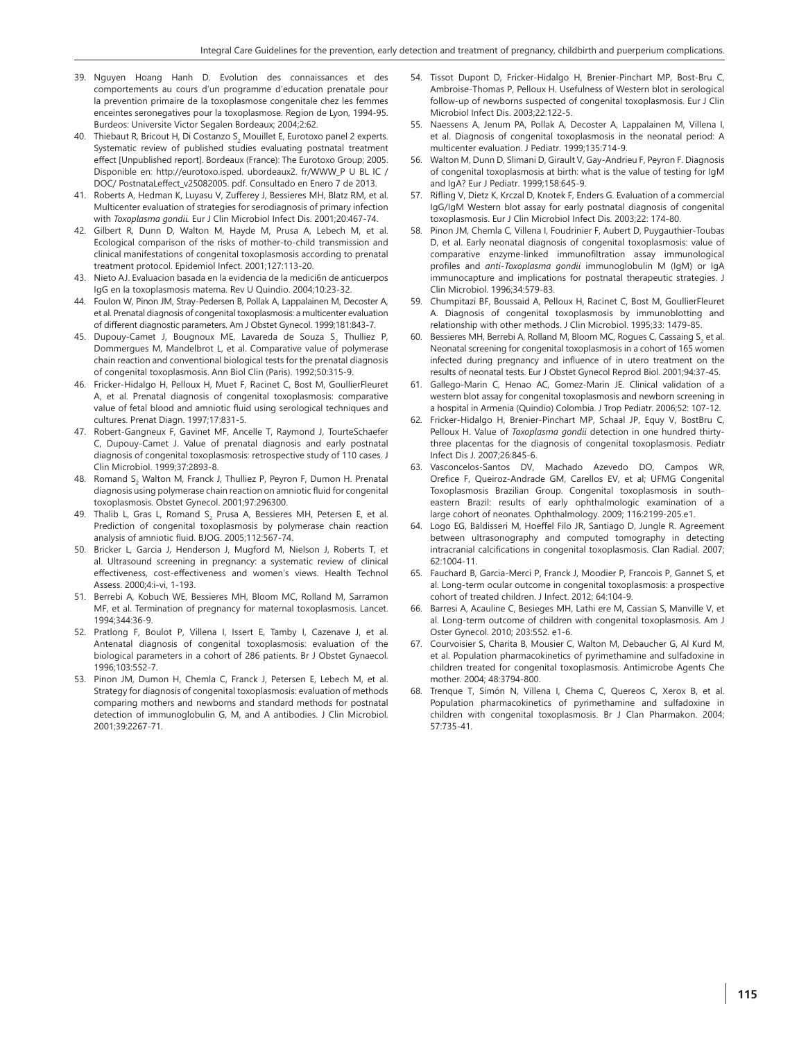39. Nguyen Hoang Hanh D. Evolution des connaissances et des comportements au cours d'un programme d'education prenatale pour la prevention primaire de la toxoplasmose congenitale chez les femmes enceintes seronegatives pour la toxoplasmose. Region de Lyon, 1994-95. Burdeos: Universite Victor Segalen Bordeaux; 2004;2:62.
40. Thiebaut R, Bricout H, Di Costanzo $S_2$ Mouillet E, Eurotoxo panel 2 experts. Systematic review of published studies evaluating postnatal treatment effect [Unpublished report]. Bordeaux (France): The Eurotoxo Group; 2005. Disponible en: http://eurotoxo.isped. ubordeaux2. fr/WWW_P U BL IC / DOC/ PostnataLeffect_v25082005. pdf. Consultado en Enero 7 de 2013.
41. Roberts A, Hedman K, Luyasu V, Zufferey J, Bessieres MH, Blatz RM, et al. Multicenter evaluation of strategies for serodiagnosis of primary infection with *Toxoplasma gondii.* Eur J Clin Microbiol Infect Dis. 2001;20:467-74.
42. Gilbert R, Dunn D, Walton M, Hayde M, Prusa A, Lebech M, et al. Ecological comparison of the risks of mother-to-child transmission and clinical manifestations of congenital toxoplasmosis according to prenatal treatment protocol. Epidemiol Infect. 2001;127:113-20.
43. Nieto AJ. Evaluacion basada en la evidencia de la mediciбn de anticuerpos IgG en la toxoplasmosis materna. Rev U Quindio. 2004;10:23-32.
44. Foulon W, Pinon JM, Stray-Pedersen B, Pollak A, Lappalainen M, Decoster A, et al. Prenatal diagnosis of congenital toxoplasmosis: a multicenter evaluation of different diagnostic parameters. Am J Obstet Gynecol. 1999;181:843-7.
45. Dupouy-Camet J, Bougnoux ME, Lavareda de Souza $S_2$ Thulliez P, Dommergues M, Mandelbrot L, et al. Comparative value of polymerase chain reaction and conventional biological tests for the prenatal diagnosis of congenital toxoplasmosis. Ann Biol Clin (Paris). 1992;50:315-9.
46. Fricker-Hidalgo H, Pelloux H, Muet F, Racinet C, Bost M, GoullierFleuret A, et al. Prenatal diagnosis of congenital toxoplasmosis: comparative value of fetal blood and amniotic fluid using serological techniques and cultures. Prenat Diagn. 1997;17:831-5.
47. Robert-Gangneux F, Gavinet MF, Ancelle T, Raymond J, TourteSchaefer C, Dupouy-Camet J. Value of prenatal diagnosis and early postnatal diagnosis of congenital toxoplasmosis: retrospective study of 110 cases. J Clin Microbiol. 1999;37:2893-8.
48. Romand $S_2$ Walton M, Franck J, Thulliez P, Peyron F, Dumon H. Prenatal diagnosis using polymerase chain reaction on amniotic fluid for congenital toxoplasmosis. Obstet Gynecol. 2001;97:296300.
49. Thalib L, Gras L, Romand $S_2$ Prusa A, Bessieres MH, Petersen E, et al. Prediction of congenital toxoplasmosis by polymerase chain reaction analysis of amniotic fluid. BJOG. 2005;112:567-74.
50. Bricker L, Garcia J, Henderson J, Mugford M, Nielson J, Roberts T, et al. Ultrasound screening in pregnancy: a systematic review of clinical effectiveness, cost-effectiveness and women's views. Health Technol Assess. 2000;4:i-vi, 1-193.
51. Berrebi A, Kobuch WE, Bessieres MH, Bloom MC, Rolland M, Sarramon MF, et al. Termination of pregnancy for maternal toxoplasmosis. Lancet. 1994;344:36-9.
52. Pratlong F, Boulot P, Villena I, Issert E, Tamby I, Cazenave J, et al. Antenatal diagnosis of congenital toxoplasmosis: evaluation of the biological parameters in a cohort of 286 patients. Br J Obstet Gynaecol. 1996;103:552-7.
53. Pinon JM, Dumon H, Chemla C, Franck J, Petersen E, Lebech M, et al. Strategy for diagnosis of congenital toxoplasmosis: evaluation of methods comparing mothers and newborns and standard methods for postnatal detection of immunoglobulin G, M, and A antibodies. J Clin Microbiol. 2001;39:2267-71.
54. Tissot Dupont D, Fricker-Hidalgo H, Brenier-Pinchart MP, Bost-Bru C, Ambroise-Thomas P, Pelloux H. Usefulness of Western blot in serological follow-up of newborns suspected of congenital toxoplasmosis. Eur J Clin Microbiol Infect Dis. 2003;22:122-5.
55. Naessens A, Jenum PA, Pollak A, Decoster A, Lappalainen M, Villena I, et al. Diagnosis of congenital toxoplasmosis in the neonatal period: A multicenter evaluation. J Pediatr. 1999;135:714-9.
56. Walton M, Dunn D, Slimani D, Girault V, Gay-Andrieu F, Peyron F. Diagnosis of congenital toxoplasmosis at birth: what is the value of testing for IgM and IgA? Eur J Pediatr. 1999;158:645-9.
57. Rifling V, Dietz K, Krczal D, Knotek F, Enders G. Evaluation of a commercial IgG/IgM Western blot assay for early postnatal diagnosis of congenital toxoplasmosis. Eur J Clin Microbiol Infect Dis. 2003;22: 174-80.
58. Pinon JM, Chemla C, Villena I, Foudrinier F, Aubert D, Puygauthier-Toubas D, et al. Early neonatal diagnosis of congenital toxoplasmosis: value of comparative enzyme-linked immunofiltration assay immunological profiles and *anti-Toxoplasma gondii* immunoglobulin M (IgM) or IgA immunocapture and implications for postnatal therapeutic strategies. J Clin Microbiol. 1996;34:579-83.
59. Chumpitazi BF, Boussaid A, Pelloux H, Racinet C, Bost M, GoullierFleuret A. Diagnosis of congenital toxoplasmosis by immunoblotting and relationship with other methods. J Clin Microbiol. 1995;33: 1479-85.
60. Bessieres MH, Berrebi A, Rolland M, Bloom MC, Rogues C, Cassaing $S_2$ et al. Neonatal screening for congenital toxoplasmosis in a cohort of 165 women infected during pregnancy and influence of in utero treatment on the results of neonatal tests. Eur J Obstet Gynecol Reprod Biol. 2001;94:37-45.
61. Gallego-Marin C, Henao AC, Gomez-Marin JE. Clinical validation of a western blot assay for congenital toxoplasmosis and newborn screening in a hospital in Armenia (Quindio) Colombia. J Trop Pediatr. 2006;52: 107-12.
62. Fricker-Hidalgo H, Brenier-Pinchart MP, Schaal JP, Equy V, BostBru C, Pelloux H. Value of *Toxoplasma gondii* detection in one hundred thirty-three placentas for the diagnosis of congenital toxoplasmosis. Pediatr Infect Dis J. 2007;26:845-6.
63. Vasconcelos-Santos DV, Machado Azevedo DO, Campos WR, Orefice F, Queiroz-Andrade GM, Carellos EV, et al; UFMG Congenital Toxoplasmosis Brazilian Group. Congenital toxoplasmosis in south-eastern Brazil: results of early ophthalmologic examination of a large cohort of neonates. Ophthalmology. 2009; 116:2199-205.e1.
64. Logo EG, Baldisseri M, Hoeffel Filo JR, Santiago D, Jungle R. Agreement between ultrasonography and computed tomography in detecting intracranial calcifications in congenital toxoplasmosis. Clan Radial. 2007; 62:1004-11.
65. Fauchard B, Garcia-Merci P, Franck J, Moodier P, Francois P, Gannet S, et al. Long-term ocular outcome in congenital toxoplasmosis: a prospective cohort of treated children. J Infect. 2012; 64:104-9.
66. Barresi A, Acauline C, Besieges MH, Lathi ere M, Cassian S, Manville V, et al. Long-term outcome of children with congenital toxoplasmosis. Am J Oster Gynecol. 2010; 203:552. e1-6.
67. Courvoisier S, Charita B, Mousier C, Walton M, Debaucher G, Al Kurd M, et al. Population pharmacokinetics of pyrimethamine and sulfadoxine in children treated for congenital toxoplasmosis. Antimicrobe Agents Che mother. 2004; 48:3794-800.
68. Trenque T, Simón N, Villena I, Chema C, Quereos C, Xerox B, et al. Population pharmacokinetics of pyrimethamine and sulfadoxine in children with congenital toxoplasmosis. Br J Clan Pharmakon. 2004; 57:735-41.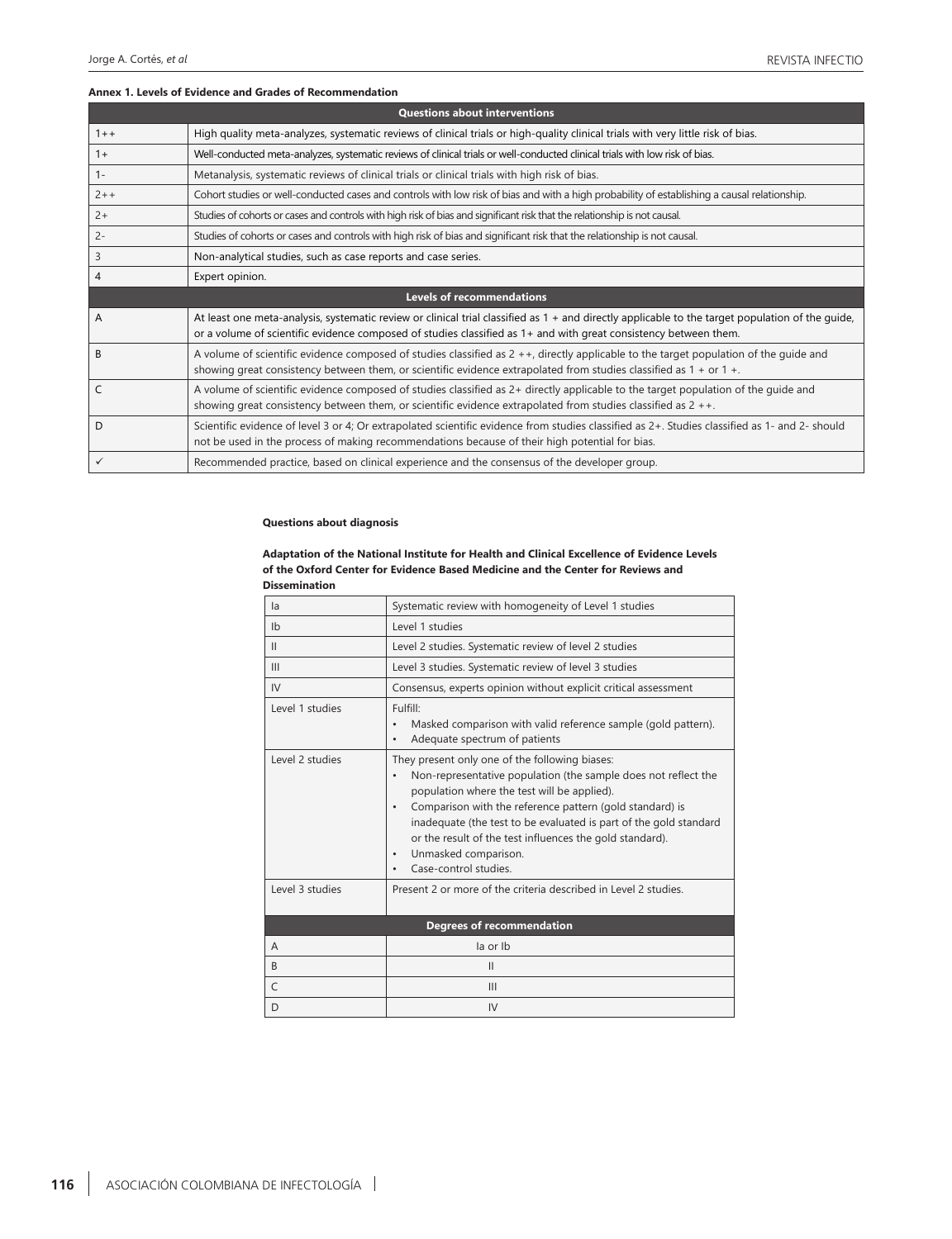**Annex 1. Levels of Evidence and Grades of Recommendation**

| Questions about interventions | |
|---|---|
| 1++ | High quality meta-analyzes, systematic reviews of clinical trials or high-quality clinical trials with very little risk of bias. |
| 1+ | Well-conducted meta-analyzes, systematic reviews of clinical trials or well-conducted clinical trials with low risk of bias. |
| 1- | Metanalysis, systematic reviews of clinical trials or clinical trials with high risk of bias. |
| 2++ | Cohort studies or well-conducted cases and controls with low risk of bias and with a high probability of establishing a causal relationship. |
| 2+ | Studies of cohorts or cases and controls with high risk of bias and significant risk that the relationship is not causal. |
| 2- | Studies of cohorts or cases and controls with high risk of bias and significant risk that the relationship is not causal. |
| 3 | Non-analytical studies, such as case reports and case series. |
| 4 | Expert opinion. |
| **Levels of recommendations** | |
| A | At least one meta-analysis, systematic review or clinical trial classified as 1 + and directly applicable to the target population of the guide, or a volume of scientific evidence composed of studies classified as 1+ and with great consistency between them. |
| B | A volume of scientific evidence composed of studies classified as 2 ++, directly applicable to the target population of the guide and showing great consistency between them, or scientific evidence extrapolated from studies classified as 1 + or 1 +. |
| C | A volume of scientific evidence composed of studies classified as 2+ directly applicable to the target population of the guide and showing great consistency between them, or scientific evidence extrapolated from studies classified as 2 ++. |
| D | Scientific evidence of level 3 or 4; Or extrapolated scientific evidence from studies classified as 2+. Studies classified as 1- and 2- should not be used in the process of making recommendations because of their high potential for bias. |
| ✓ | Recommended practice, based on clinical experience and the consensus of the developer group. |

**Questions about diagnosis**

**Adaptation of the National Institute for Health and Clinical Excellence of Evidence Levels of the Oxford Center for Evidence Based Medicine and the Center for Reviews and Dissemination**

| | |
|---|---|
| Ia | Systematic review with homogeneity of Level 1 studies |
| Ib | Level 1 studies |
| II | Level 2 studies. Systematic review of level 2 studies |
| III | Level 3 studies. Systematic review of level 3 studies |
| IV | Consensus, experts opinion without explicit critical assessment |
| Level 1 studies | Fulfill:<br>• Masked comparison with valid reference sample (gold pattern).<br>• Adequate spectrum of patients |
| Level 2 studies | They present only one of the following biases:<br>• Non-representative population (the sample does not reflect the population where the test will be applied).<br>• Comparison with the reference pattern (gold standard) is inadequate (the test to be evaluated is part of the gold standard or the result of the test influences the gold standard).<br>• Unmasked comparison.<br>• Case-control studies. |
| Level 3 studies | Present 2 or more of the criteria described in Level 2 studies. |
| **Degrees of recommendation** | |
| A | Ia or Ib |
| B | II |
| C | III |
| D | IV |